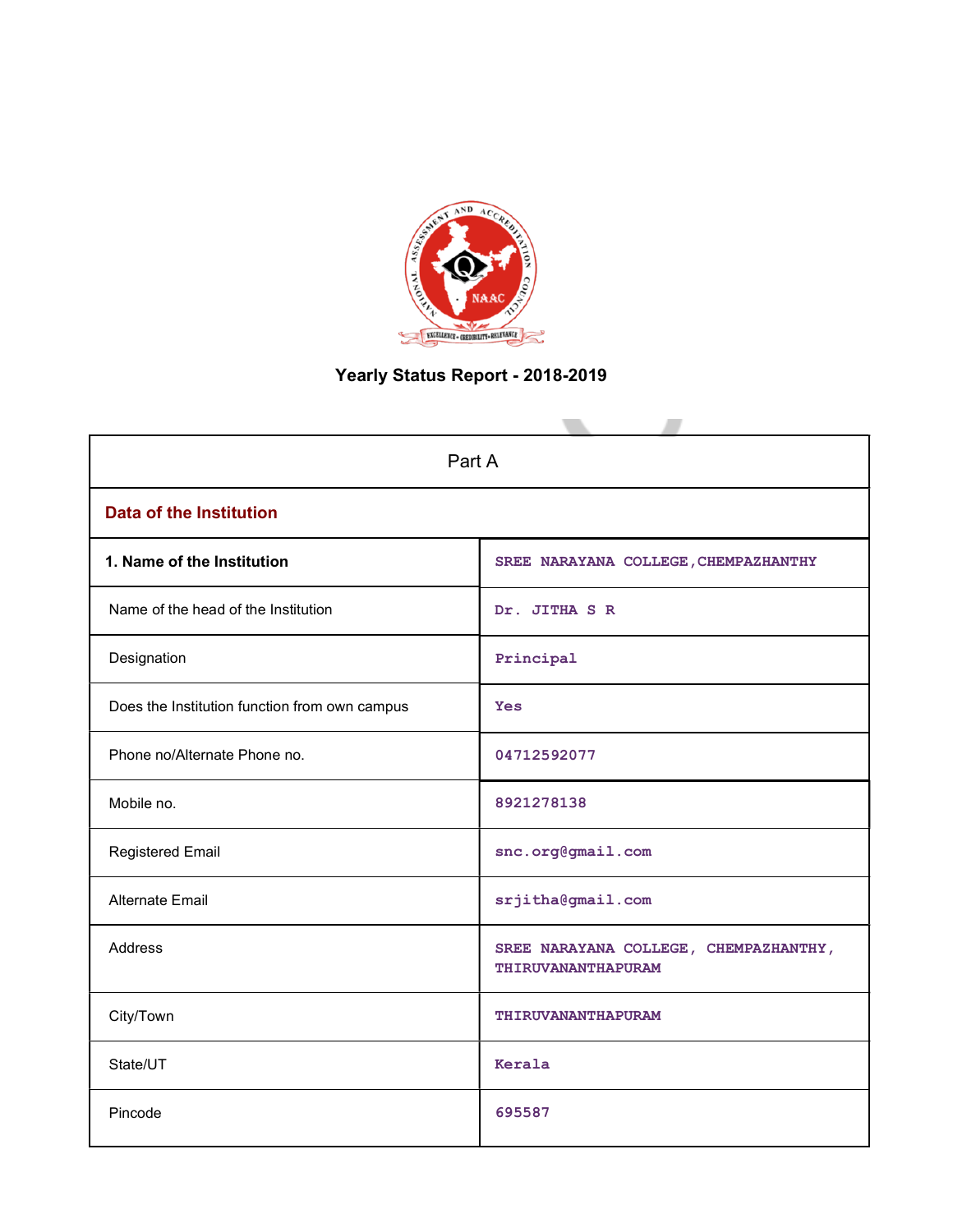# Yearly Status Report - 2018-2019

| Part A | |
|---|---|
| **Data of the Institution** | |
| **1. Name of the Institution** | SREE NARAYANA COLLEGE,CHEMPAZHANTHY |
| Name of the head of the Institution | Dr. JITHA S R |
| Designation | Principal |
| Does the Institution function from own campus | Yes |
| Phone no/Alternate Phone no. | 04712592077 |
| Mobile no. | 8921278138 |
| Registered Email | snc.org@gmail.com |
| Alternate Email | srjitha@gmail.com |
| Address | SREE NARAYANA COLLEGE, CHEMPAZHANTHY, THIRUVANANTHAPURAM |
| City/Town | THIRUVANANTHAPURAM |
| State/UT | Kerala |
| Pincode | 695587 |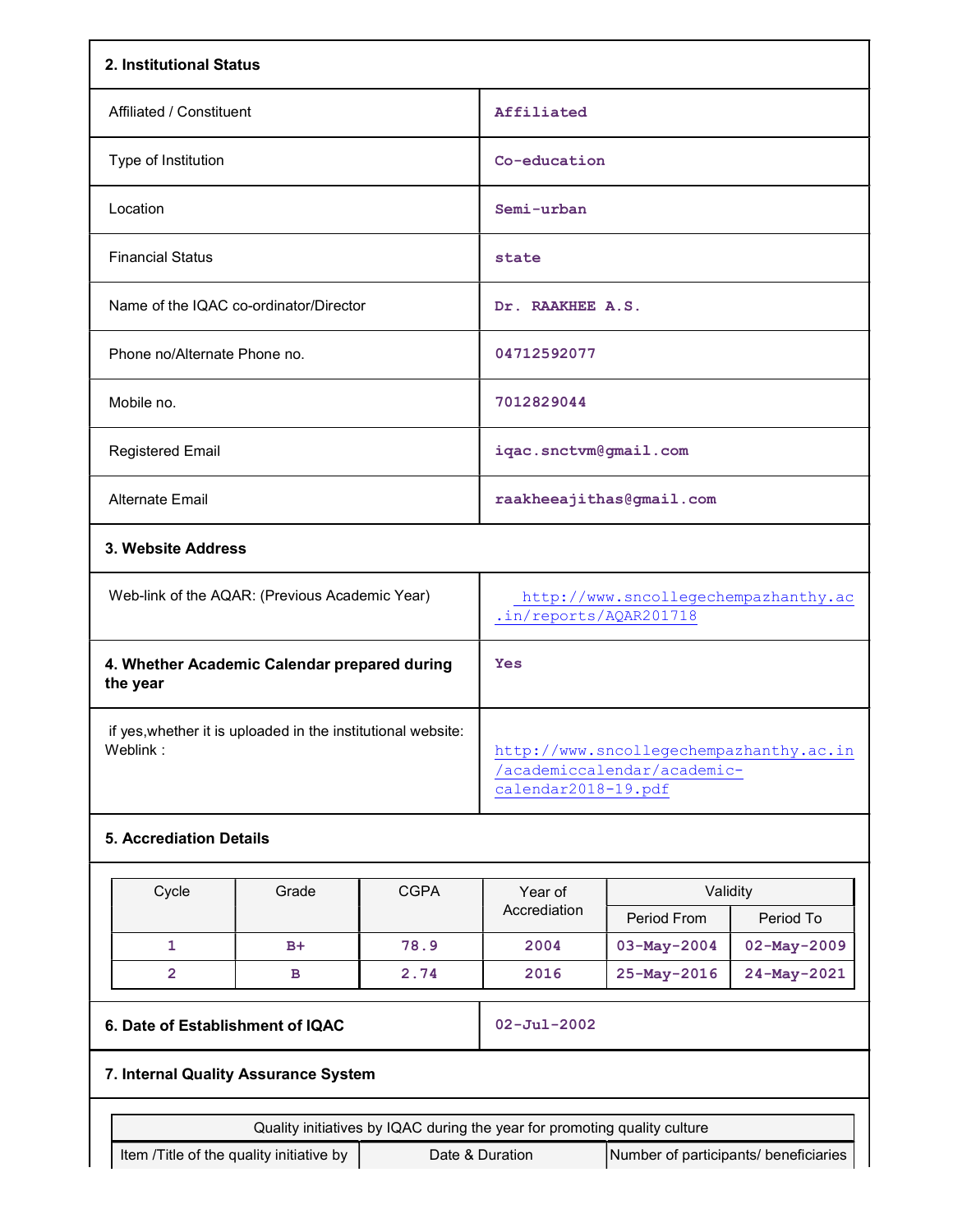## 2. Institutional Status

| | |
|---|---|
| Affiliated / Constituent | Affiliated |
| Type of Institution | Co-education |
| Location | Semi-urban |
| Financial Status | state |
| Name of the IQAC co-ordinator/Director | Dr. RAAKHEE A.S. |
| Phone no/Alternate Phone no. | 04712592077 |
| Mobile no. | 7012829044 |
| Registered Email | iqac.snctvm@gmail.com |
| Alternate Email | raakheeajithas@gmail.com |

## 3. Website Address

| | |
|---|---|
| Web-link of the AQAR: (Previous Academic Year) | http://www.sncollegechempazhanthy.ac.in/reports/AQAR201718 |
| **4. Whether Academic Calendar prepared during the year** | Yes |
| if yes,whether it is uploaded in the institutional website: Weblink : | http://www.sncollegechempazhanthy.ac.in/academiccalendar/academic-calendar2018-19.pdf |

## 5. Accrediation Details

| Cycle | Grade | CGPA | Year of Accrediation | Validity | |
|---|---|---|---|---|---|
| | | | | Period From | Period To |
| 1 | B+ | 78.9 | 2004 | 03-May-2004 | 02-May-2009 |
| 2 | B | 2.74 | 2016 | 25-May-2016 | 24-May-2021 |

| | |
|---|---|
| **6. Date of Establishment of IQAC** | 02-Jul-2002 |

## 7. Internal Quality Assurance System

| Quality initiatives by IQAC during the year for promoting quality culture | | |
|---|---|---|
| Item /Title of the quality initiative by | Date & Duration | Number of participants/ beneficiaries |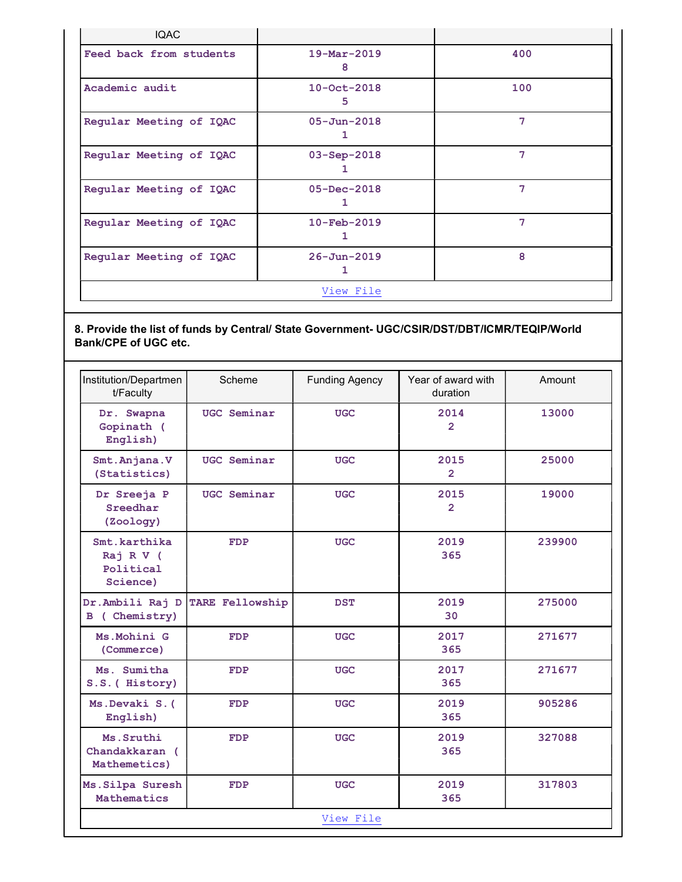| IQAC | | |
|---|---|---|
| Feed back from students | 19-Mar-2019<br>8 | 400 |
| Academic audit | 10-Oct-2018<br>5 | 100 |
| Regular Meeting of IQAC | 05-Jun-2018<br>1 | 7 |
| Regular Meeting of IQAC | 03-Sep-2018<br>1 | 7 |
| Regular Meeting of IQAC | 05-Dec-2018<br>1 | 7 |
| Regular Meeting of IQAC | 10-Feb-2019<br>1 | 7 |
| Regular Meeting of IQAC | 26-Jun-2019<br>1 | 8 |
| View File | | |

**8. Provide the list of funds by Central/ State Government- UGC/CSIR/DST/DBT/ICMR/TEQIP/World Bank/CPE of UGC etc.**

| Institution/Department/Faculty | Scheme | Funding Agency | Year of award with duration | Amount |
|---|---|---|---|---|
| Dr. Swapna Gopinath ( English) | UGC Seminar | UGC | 2014<br>2 | 13000 |
| Smt.Anjana.V (Statistics) | UGC Seminar | UGC | 2015<br>2 | 25000 |
| Dr Sreeja P Sreedhar (Zoology) | UGC Seminar | UGC | 2015<br>2 | 19000 |
| Smt.karthika Raj R V ( Political Science) | FDP | UGC | 2019<br>365 | 239900 |
| Dr.Ambili Raj D B ( Chemistry) | TARE Fellowship | DST | 2019<br>30 | 275000 |
| Ms.Mohini G (Commerce) | FDP | UGC | 2017<br>365 | 271677 |
| Ms. Sumitha S.S.( History) | FDP | UGC | 2017<br>365 | 271677 |
| Ms.Devaki S.( English) | FDP | UGC | 2019<br>365 | 905286 |
| Ms.Sruthi Chandakkaran ( Mathemetics) | FDP | UGC | 2019<br>365 | 327088 |
| Ms.Silpa Suresh Mathematics | FDP | UGC | 2019<br>365 | 317803 |
| View File | | | | |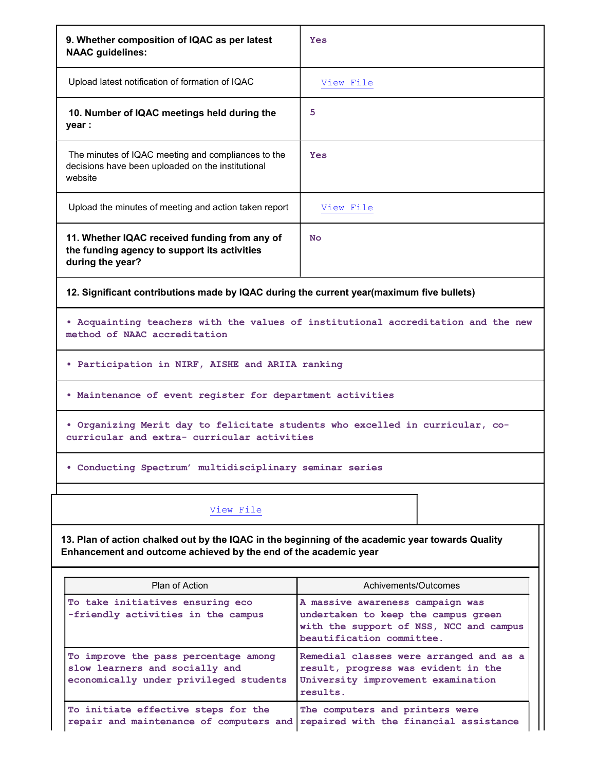| | |
|---|---|
| **9. Whether composition of IQAC as per latest NAAC guidelines:** | Yes |
| Upload latest notification of formation of IQAC | View File |
| **10. Number of IQAC meetings held during the year :** | 5 |
| The minutes of IQAC meeting and compliances to the decisions have been uploaded on the institutional website | Yes |
| Upload the minutes of meeting and action taken report | View File |
| **11. Whether IQAC received funding from any of the funding agency to support its activities during the year?** | No |

**12. Significant contributions made by IQAC during the current year(maximum five bullets)**

- Acquainting teachers with the values of institutional accreditation and the new method of NAAC accreditation
- Participation in NIRF, AISHE and ARIIA ranking
- Maintenance of event register for department activities
- Organizing Merit day to felicitate students who excelled in curricular, co-curricular and extra- curricular activities
- Conducting Spectrum' multidisciplinary seminar series

View File

**13. Plan of action chalked out by the IQAC in the beginning of the academic year towards Quality Enhancement and outcome achieved by the end of the academic year**

| Plan of Action | Achivements/Outcomes |
|---|---|
| To take initiatives ensuring eco -friendly activities in the campus | A massive awareness campaign was undertaken to keep the campus green with the support of NSS, NCC and campus beautification committee. |
| To improve the pass percentage among slow learners and socially and economically under privileged students | Remedial classes were arranged and as a result, progress was evident in the University improvement examination results. |
| To initiate effective steps for the repair and maintenance of computers and | The computers and printers were repaired with the financial assistance |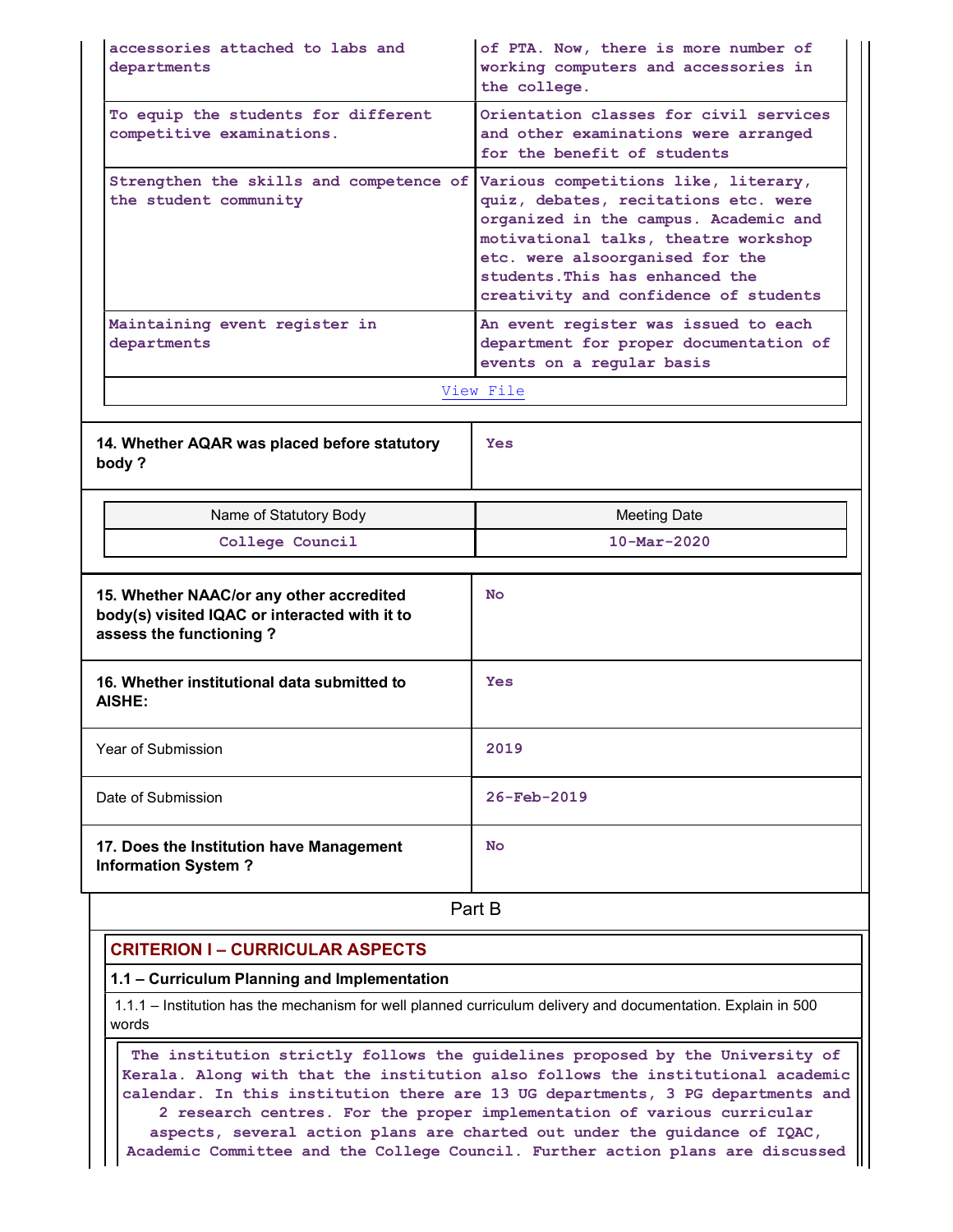| | |
|---|---|
| accessories attached to labs and departments | of PTA. Now, there is more number of working computers and accessories in the college. |
| To equip the students for different competitive examinations. | Orientation classes for civil services and other examinations were arranged for the benefit of students |
| Strengthen the skills and competence of the student community | Various competitions like, literary, quiz, debates, recitations etc. were organized in the campus. Academic and motivational talks, theatre workshop etc. were alsoorganised for the students.This has enhanced the creativity and confidence of students |
| Maintaining event register in departments | An event register was issued to each department for proper documentation of events on a regular basis |
| View File | |

| **14. Whether AQAR was placed before statutory body ?** | Yes |
|---|---|

| Name of Statutory Body | Meeting Date |
|---|---|
| College Council | 10-Mar-2020 |

| | |
|---|---|
| **15. Whether NAAC/or any other accredited body(s) visited IQAC or interacted with it to assess the functioning ?** | No |
| **16. Whether institutional data submitted to AISHE:** | Yes |
| Year of Submission | 2019 |
| Date of Submission | 26-Feb-2019 |
| **17. Does the Institution have Management Information System ?** | No |

## Part B

### CRITERION I – CURRICULAR ASPECTS

#### 1.1 – Curriculum Planning and Implementation

1.1.1 – Institution has the mechanism for well planned curriculum delivery and documentation. Explain in 500 words

The institution strictly follows the guidelines proposed by the University of Kerala. Along with that the institution also follows the institutional academic calendar. In this institution there are 13 UG departments, 3 PG departments and 2 research centres. For the proper implementation of various curricular aspects, several action plans are charted out under the guidance of IQAC, Academic Committee and the College Council. Further action plans are discussed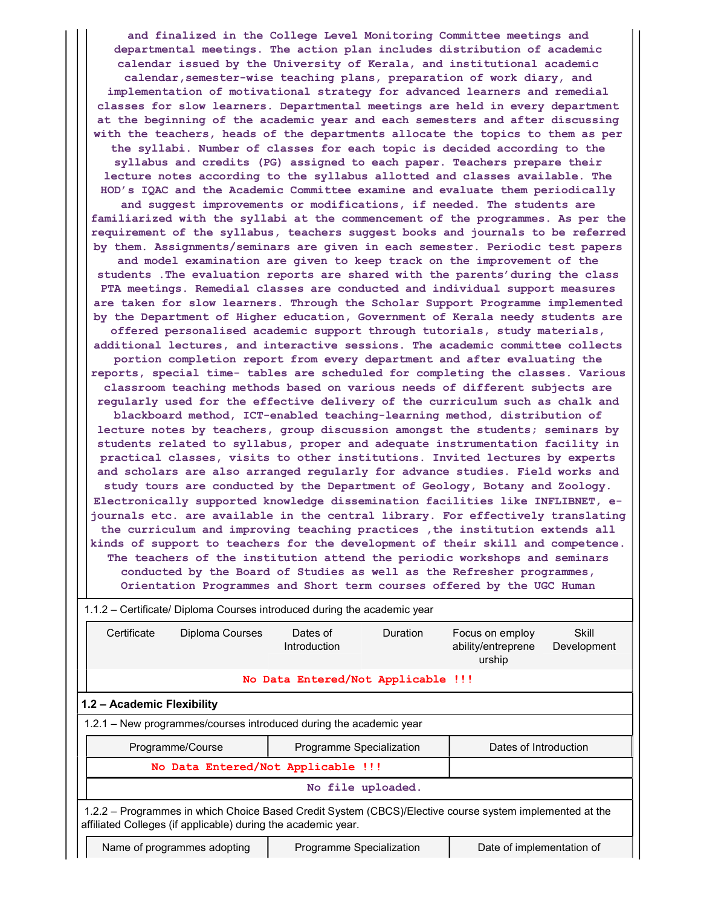and finalized in the College Level Monitoring Committee meetings and departmental meetings. The action plan includes distribution of academic calendar issued by the University of Kerala, and institutional academic calendar,semester-wise teaching plans, preparation of work diary, and implementation of motivational strategy for advanced learners and remedial classes for slow learners. Departmental meetings are held in every department at the beginning of the academic year and each semesters and after discussing with the teachers, heads of the departments allocate the topics to them as per the syllabi. Number of classes for each topic is decided according to the syllabus and credits (PG) assigned to each paper. Teachers prepare their lecture notes according to the syllabus allotted and classes available. The HOD's IQAC and the Academic Committee examine and evaluate them periodically and suggest improvements or modifications, if needed. The students are familiarized with the syllabi at the commencement of the programmes. As per the requirement of the syllabus, teachers suggest books and journals to be referred by them. Assignments/seminars are given in each semester. Periodic test papers and model examination are given to keep track on the improvement of the students .The evaluation reports are shared with the parents'during the class PTA meetings. Remedial classes are conducted and individual support measures are taken for slow learners. Through the Scholar Support Programme implemented by the Department of Higher education, Government of Kerala needy students are offered personalised academic support through tutorials, study materials, additional lectures, and interactive sessions. The academic committee collects portion completion report from every department and after evaluating the reports, special time- tables are scheduled for completing the classes. Various classroom teaching methods based on various needs of different subjects are regularly used for the effective delivery of the curriculum such as chalk and blackboard method, ICT-enabled teaching-learning method, distribution of lecture notes by teachers, group discussion amongst the students; seminars by students related to syllabus, proper and adequate instrumentation facility in practical classes, visits to other institutions. Invited lectures by experts and scholars are also arranged regularly for advance studies. Field works and study tours are conducted by the Department of Geology, Botany and Zoology. Electronically supported knowledge dissemination facilities like INFLIBNET, e-journals etc. are available in the central library. For effectively translating the curriculum and improving teaching practices ,the institution extends all kinds of support to teachers for the development of their skill and competence. The teachers of the institution attend the periodic workshops and seminars conducted by the Board of Studies as well as the Refresher programmes, Orientation Programmes and Short term courses offered by the UGC Human

1.1.2 – Certificate/ Diploma Courses introduced during the academic year

| Certificate | Diploma Courses | Dates of Introduction | Duration | Focus on employ ability/entrepreneurship | Skill Development |
|---|---|---|---|---|---|
| No Data Entered/Not Applicable !!! | | | | | |

## 1.2 – Academic Flexibility

1.2.1 – New programmes/courses introduced during the academic year

| Programme/Course | Programme Specialization | Dates of Introduction |
|---|---|---|
| No Data Entered/Not Applicable !!! | | |
| No file uploaded. | | |

1.2.2 – Programmes in which Choice Based Credit System (CBCS)/Elective course system implemented at the affiliated Colleges (if applicable) during the academic year.

| Name of programmes adopting | Programme Specialization | Date of implementation of |
|---|---|---|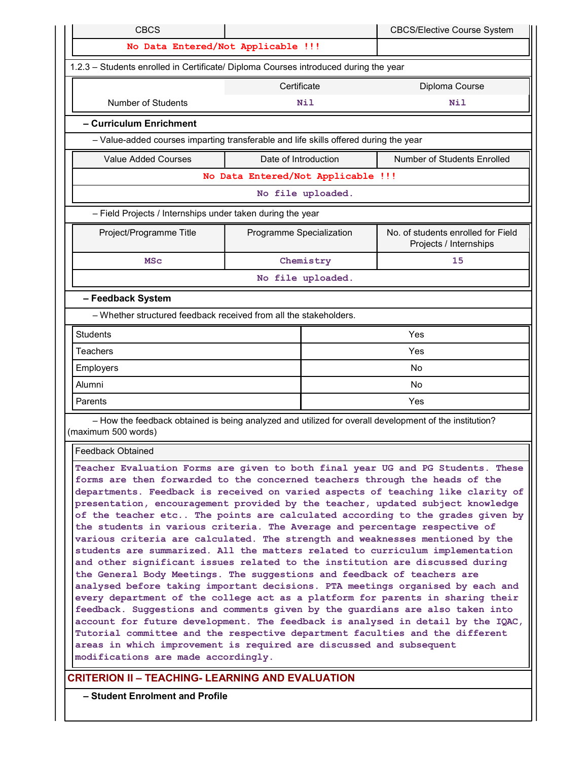| CBCS | | CBCS/Elective Course System |
|---|---|---|
| No Data Entered/Not Applicable !!! | | |

1.2.3 – Students enrolled in Certificate/ Diploma Courses introduced during the year

| | Certificate | Diploma Course |
|---|---|---|
| Number of Students | Nil | Nil |

**– Curriculum Enrichment**

– Value-added courses imparting transferable and life skills offered during the year

| Value Added Courses | Date of Introduction | Number of Students Enrolled |
|---|---|---|
| No Data Entered/Not Applicable !!! | | |
| No file uploaded. | | |

– Field Projects / Internships under taken during the year

| Project/Programme Title | Programme Specialization | No. of students enrolled for Field Projects / Internships |
|---|---|---|
| MSc | Chemistry | 15 |
| No file uploaded. | | |

**– Feedback System**

– Whether structured feedback received from all the stakeholders.

| Students | Yes |
|---|---|
| Teachers | Yes |
| Employers | No |
| Alumni | No |
| Parents | Yes |

– How the feedback obtained is being analyzed and utilized for overall development of the institution? (maximum 500 words)

| Feedback Obtained |
|---|
| Teacher Evaluation Forms are given to both final year UG and PG Students. These forms are then forwarded to the concerned teachers through the heads of the departments. Feedback is received on varied aspects of teaching like clarity of presentation, encouragement provided by the teacher, updated subject knowledge of the teacher etc.. The points are calculated according to the grades given by the students in various criteria. The Average and percentage respective of various criteria are calculated. The strength and weaknesses mentioned by the students are summarized. All the matters related to curriculum implementation and other significant issues related to the institution are discussed during the General Body Meetings. The suggestions and feedback of teachers are analysed before taking important decisions. PTA meetings organised by each and every department of the college act as a platform for parents in sharing their feedback. Suggestions and comments given by the guardians are also taken into account for future development. The feedback is analysed in detail by the IQAC, Tutorial committee and the respective department faculties and the different areas in which improvement is required are discussed and subsequent modifications are made accordingly. |

## CRITERION II – TEACHING- LEARNING AND EVALUATION

**– Student Enrolment and Profile**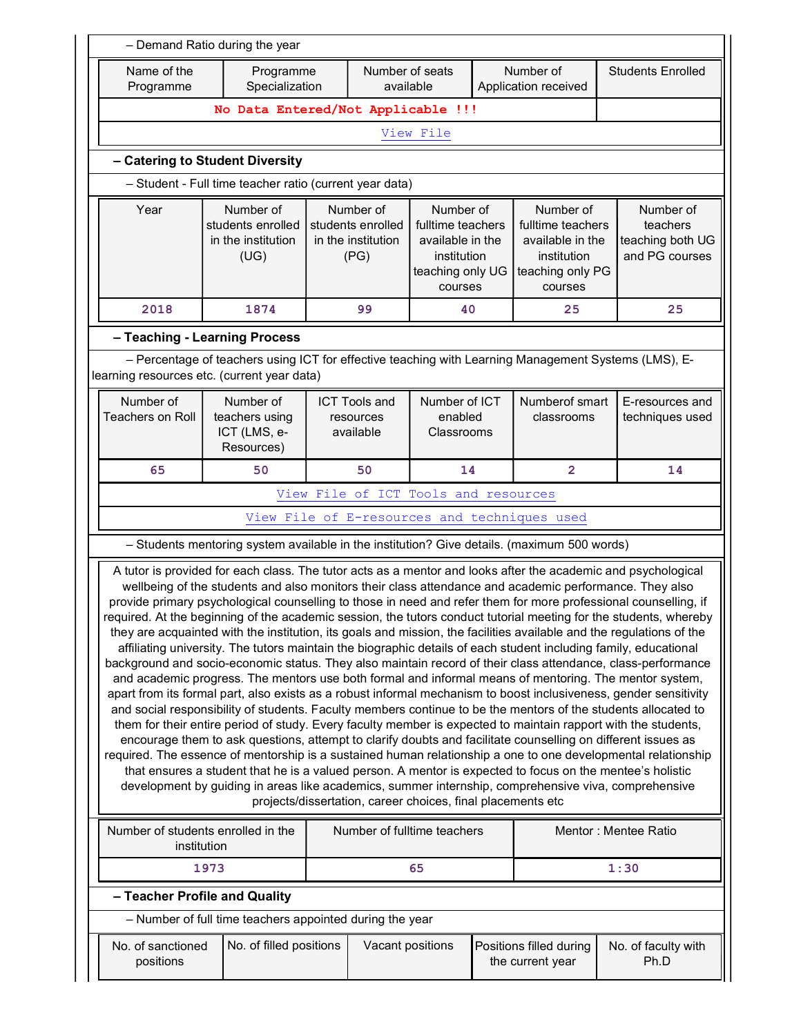– Demand Ratio during the year

| Name of the Programme | Programme Specialization | Number of seats available | Number of Application received | Students Enrolled |
|---|---|---|---|---|
| No Data Entered/Not Applicable !!! | | | | |
| View File | | | | |

### – Catering to Student Diversity

– Student - Full time teacher ratio (current year data)

| Year | Number of students enrolled in the institution (UG) | Number of students enrolled in the institution (PG) | Number of fulltime teachers available in the institution teaching only UG courses | Number of fulltime teachers available in the institution teaching only PG courses | Number of teachers teaching both UG and PG courses |
|---|---|---|---|---|---|
| 2018 | 1874 | 99 | 40 | 25 | 25 |

### – Teaching - Learning Process

– Percentage of teachers using ICT for effective teaching with Learning Management Systems (LMS), E-learning resources etc. (current year data)

| Number of Teachers on Roll | Number of teachers using ICT (LMS, e-Resources) | ICT Tools and resources available | Number of ICT enabled Classrooms | Numberof smart classrooms | E-resources and techniques used |
|---|---|---|---|---|---|
| 65 | 50 | 50 | 14 | 2 | 14 |
| View File of ICT Tools and resources | | | | | |
| View File of E-resources and techniques used | | | | | |

– Students mentoring system available in the institution? Give details. (maximum 500 words)

A tutor is provided for each class. The tutor acts as a mentor and looks after the academic and psychological wellbeing of the students and also monitors their class attendance and academic performance. They also provide primary psychological counselling to those in need and refer them for more professional counselling, if required. At the beginning of the academic session, the tutors conduct tutorial meeting for the students, whereby they are acquainted with the institution, its goals and mission, the facilities available and the regulations of the affiliating university. The tutors maintain the biographic details of each student including family, educational background and socio-economic status. They also maintain record of their class attendance, class-performance and academic progress. The mentors use both formal and informal means of mentoring. The mentor system, apart from its formal part, also exists as a robust informal mechanism to boost inclusiveness, gender sensitivity and social responsibility of students. Faculty members continue to be the mentors of the students allocated to them for their entire period of study. Every faculty member is expected to maintain rapport with the students, encourage them to ask questions, attempt to clarify doubts and facilitate counselling on different issues as required. The essence of mentorship is a sustained human relationship a one to one developmental relationship that ensures a student that he is a valued person. A mentor is expected to focus on the mentee's holistic development by guiding in areas like academics, summer internship, comprehensive viva, comprehensive projects/dissertation, career choices, final placements etc

| Number of students enrolled in the institution | Number of fulltime teachers | Mentor : Mentee Ratio |
|---|---|---|
| 1973 | 65 | 1:30 |

### – Teacher Profile and Quality

– Number of full time teachers appointed during the year

| No. of sanctioned positions | No. of filled positions | Vacant positions | Positions filled during the current year | No. of faculty with Ph.D |
|---|---|---|---|---|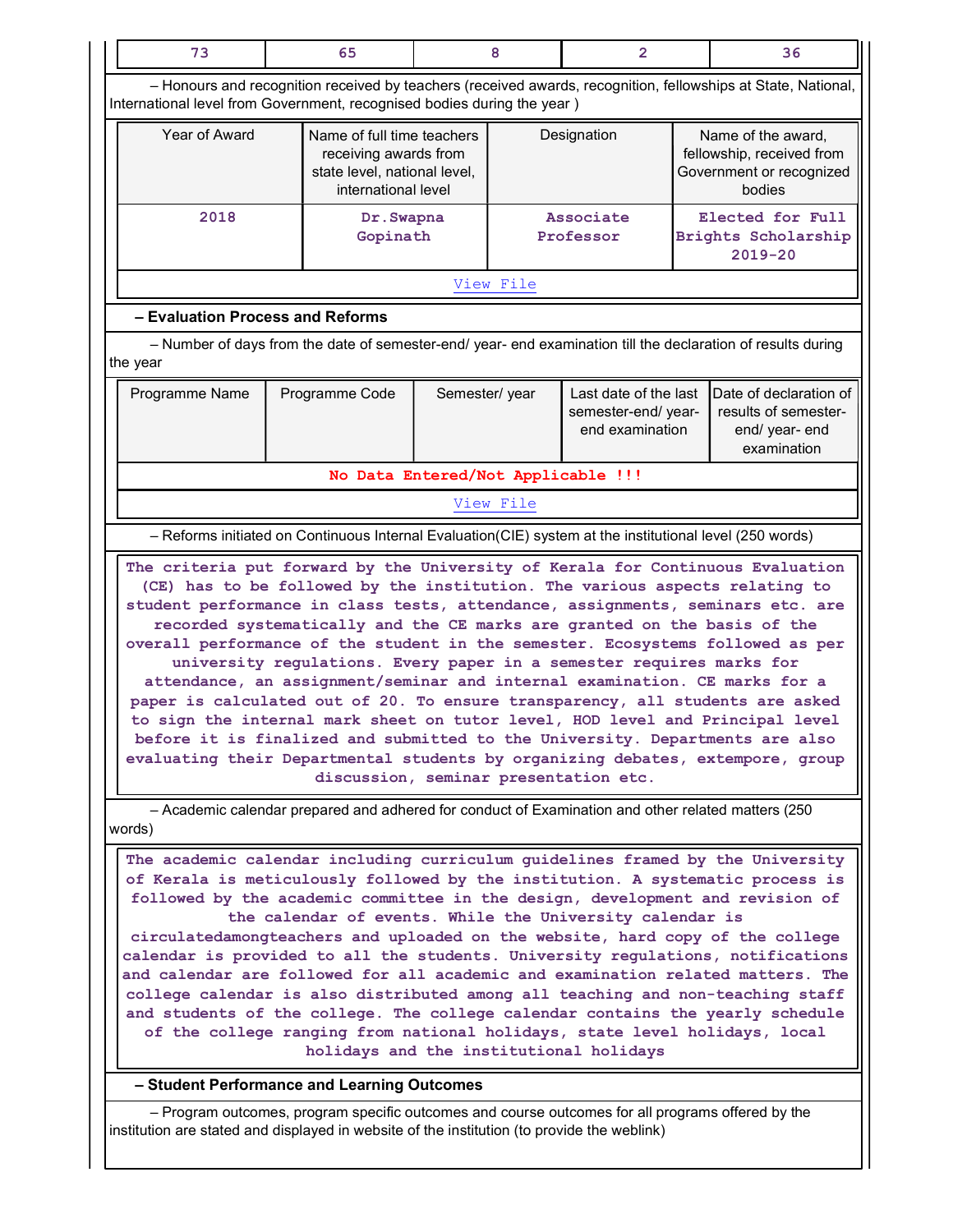| 73 | 65 | 8 | 2 | 36 |
|---|---|---|---|---|

– Honours and recognition received by teachers (received awards, recognition, fellowships at State, National, International level from Government, recognised bodies during the year )

| Year of Award | Name of full time teachers receiving awards from state level, national level, international level | Designation | Name of the award, fellowship, received from Government or recognized bodies |
|---|---|---|---|
| 2018 | Dr.Swapna Gopinath | Associate Professor | Elected for Full Brights Scholarship 2019-20 |

View File

## – Evaluation Process and Reforms

– Number of days from the date of semester-end/ year- end examination till the declaration of results during the year

| Programme Name | Programme Code | Semester/ year | Last date of the last semester-end/ year- end examination | Date of declaration of results of semester- end/ year- end examination |
|---|---|---|---|---|
| No Data Entered/Not Applicable !!! | | | | |

View File

– Reforms initiated on Continuous Internal Evaluation(CIE) system at the institutional level (250 words)

The criteria put forward by the University of Kerala for Continuous Evaluation (CE) has to be followed by the institution. The various aspects relating to student performance in class tests, attendance, assignments, seminars etc. are recorded systematically and the CE marks are granted on the basis of the overall performance of the student in the semester. Ecosystems followed as per university regulations. Every paper in a semester requires marks for attendance, an assignment/seminar and internal examination. CE marks for a paper is calculated out of 20. To ensure transparency, all students are asked to sign the internal mark sheet on tutor level, HOD level and Principal level before it is finalized and submitted to the University. Departments are also evaluating their Departmental students by organizing debates, extempore, group discussion, seminar presentation etc.

– Academic calendar prepared and adhered for conduct of Examination and other related matters (250 words)

The academic calendar including curriculum guidelines framed by the University of Kerala is meticulously followed by the institution. A systematic process is followed by the academic committee in the design, development and revision of the calendar of events. While the University calendar is circulatedamongteachers and uploaded on the website, hard copy of the college calendar is provided to all the students. University regulations, notifications and calendar are followed for all academic and examination related matters. The college calendar is also distributed among all teaching and non-teaching staff and students of the college. The college calendar contains the yearly schedule of the college ranging from national holidays, state level holidays, local holidays and the institutional holidays

## – Student Performance and Learning Outcomes

– Program outcomes, program specific outcomes and course outcomes for all programs offered by the institution are stated and displayed in website of the institution (to provide the weblink)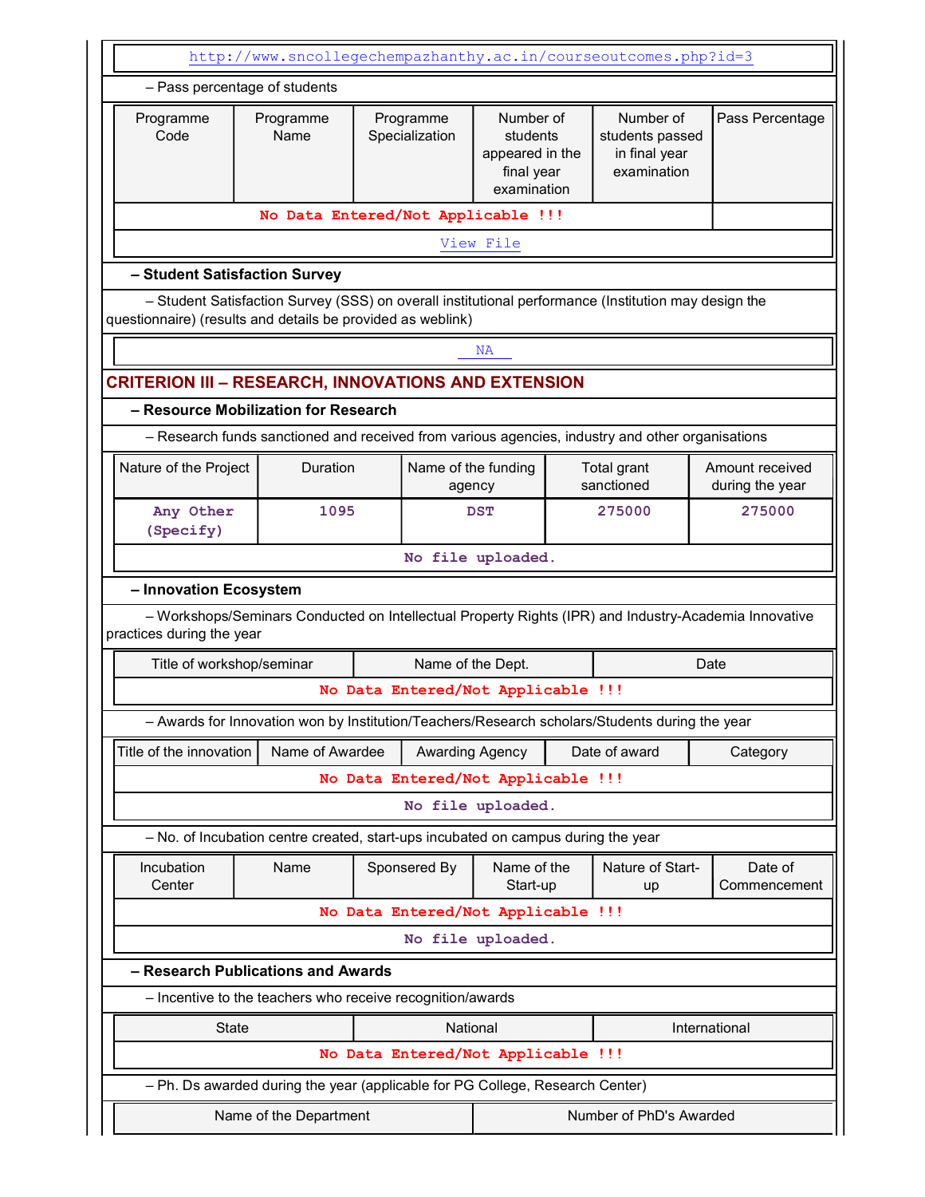http://www.sncollegechempazhanthy.ac.in/courseoutcomes.php?id=3

– Pass percentage of students

| Programme Code | Programme Name | Programme Specialization | Number of students appeared in the final year examination | Number of students passed in final year examination | Pass Percentage |
|---|---|---|---|---|---|
| No Data Entered/Not Applicable !!! | | | | | |

View File

### – Student Satisfaction Survey

– Student Satisfaction Survey (SSS) on overall institutional performance (Institution may design the questionnaire) (results and details be provided as weblink)

NA

## CRITERION III – RESEARCH, INNOVATIONS AND EXTENSION

### – Resource Mobilization for Research

– Research funds sanctioned and received from various agencies, industry and other organisations

| Nature of the Project | Duration | Name of the funding agency | Total grant sanctioned | Amount received during the year |
|---|---|---|---|---|
| Any Other (Specify) | 1095 | DST | 275000 | 275000 |

No file uploaded.

### – Innovation Ecosystem

– Workshops/Seminars Conducted on Intellectual Property Rights (IPR) and Industry-Academia Innovative practices during the year

| Title of workshop/seminar | Name of the Dept. | Date |
|---|---|---|
| No Data Entered/Not Applicable !!! | | |

– Awards for Innovation won by Institution/Teachers/Research scholars/Students during the year

| Title of the innovation | Name of Awardee | Awarding Agency | Date of award | Category |
|---|---|---|---|---|
| No Data Entered/Not Applicable !!! | | | | |

No file uploaded.

– No. of Incubation centre created, start-ups incubated on campus during the year

| Incubation Center | Name | Sponsered By | Name of the Start-up | Nature of Start-up | Date of Commencement |
|---|---|---|---|---|---|
| No Data Entered/Not Applicable !!! | | | | | |

No file uploaded.

### – Research Publications and Awards

– Incentive to the teachers who receive recognition/awards

| State | National | International |
|---|---|---|
| No Data Entered/Not Applicable !!! | | |

– Ph. Ds awarded during the year (applicable for PG College, Research Center)

| Name of the Department | Number of PhD's Awarded |
|---|---|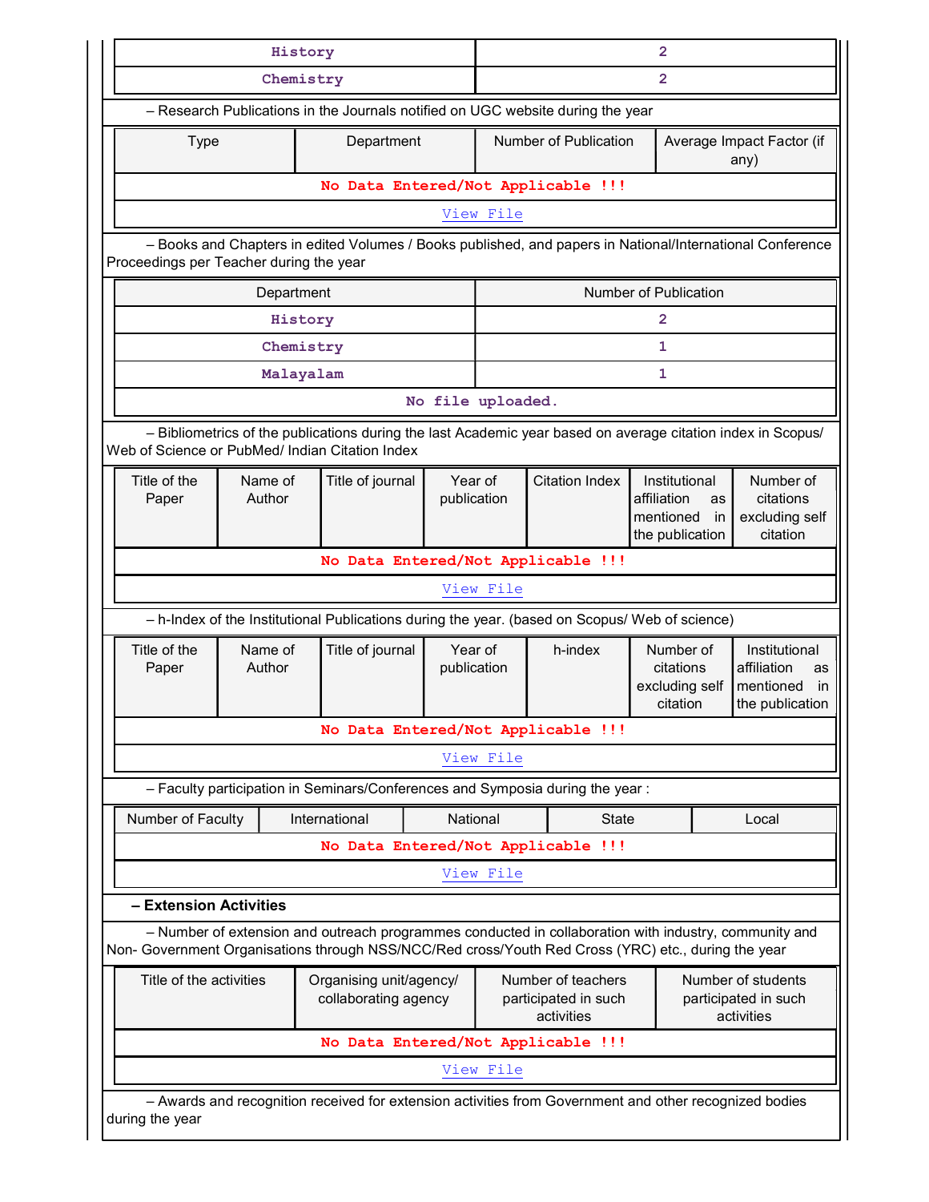| | |
|---|---|
| History | 2 |
| Chemistry | 2 |

– Research Publications in the Journals notified on UGC website during the year

| Type | Department | Number of Publication | Average Impact Factor (if any) |
|---|---|---|---|
| No Data Entered/Not Applicable !!! | | | |
| View File | | | |

– Books and Chapters in edited Volumes / Books published, and papers in National/International Conference Proceedings per Teacher during the year

| Department | Number of Publication |
|---|---|
| History | 2 |
| Chemistry | 1 |
| Malayalam | 1 |
| No file uploaded. | |

– Bibliometrics of the publications during the last Academic year based on average citation index in Scopus/ Web of Science or PubMed/ Indian Citation Index

| Title of the Paper | Name of Author | Title of journal | Year of publication | Citation Index | Institutional affiliation as mentioned in the publication | Number of citations excluding self citation |
|---|---|---|---|---|---|---|
| No Data Entered/Not Applicable !!! | | | | | | |
| View File | | | | | | |

– h-Index of the Institutional Publications during the year. (based on Scopus/ Web of science)

| Title of the Paper | Name of Author | Title of journal | Year of publication | h-index | Number of citations excluding self citation | Institutional affiliation as mentioned in the publication |
|---|---|---|---|---|---|---|
| No Data Entered/Not Applicable !!! | | | | | | |
| View File | | | | | | |

– Faculty participation in Seminars/Conferences and Symposia during the year :

| Number of Faculty | International | National | State | Local |
|---|---|---|---|---|
| No Data Entered/Not Applicable !!! | | | | |
| View File | | | | |

**– Extension Activities**

– Number of extension and outreach programmes conducted in collaboration with industry, community and Non- Government Organisations through NSS/NCC/Red cross/Youth Red Cross (YRC) etc., during the year

| Title of the activities | Organising unit/agency/ collaborating agency | Number of teachers participated in such activities | Number of students participated in such activities |
|---|---|---|---|
| No Data Entered/Not Applicable !!! | | | |
| View File | | | |

– Awards and recognition received for extension activities from Government and other recognized bodies during the year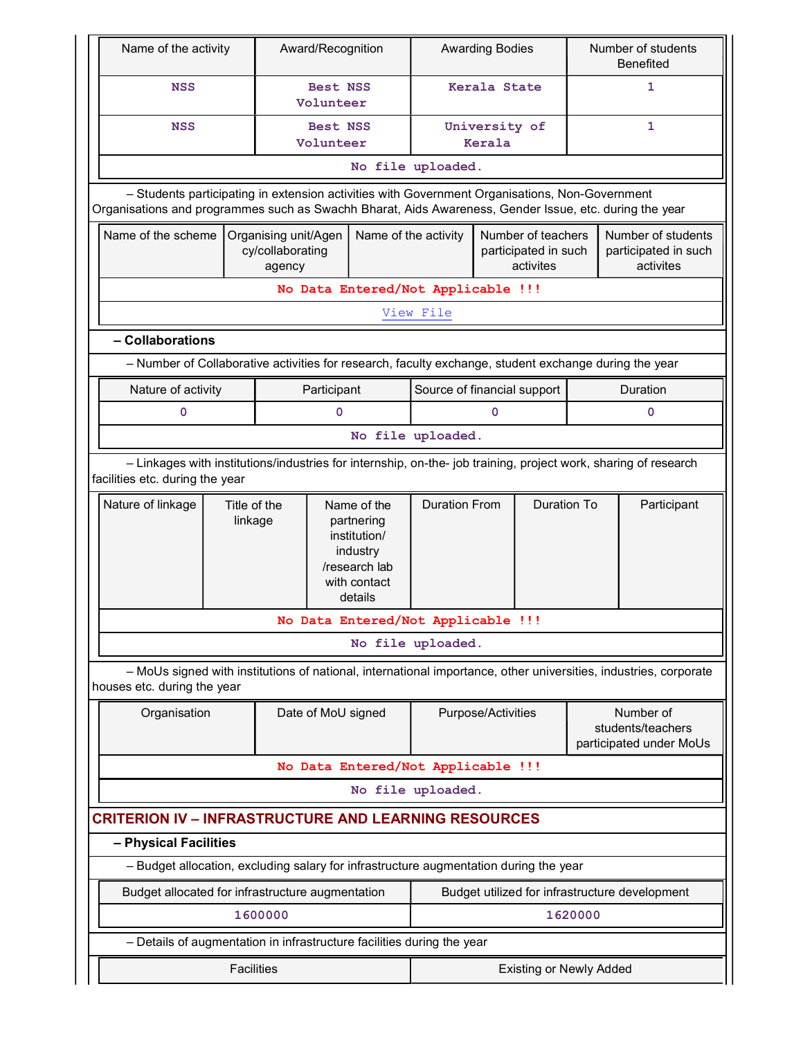| Name of the activity | Award/Recognition | Awarding Bodies | Number of students Benefited |
|---|---|---|---|
| NSS | Best NSS Volunteer | Kerala State | 1 |
| NSS | Best NSS Volunteer | University of Kerala | 1 |
| No file uploaded. | | | |

– Students participating in extension activities with Government Organisations, Non-Government Organisations and programmes such as Swachh Bharat, Aids Awareness, Gender Issue, etc. during the year

| Name of the scheme | Organising unit/Agency/collaborating agency | Name of the activity | Number of teachers participated in such activites | Number of students participated in such activites |
|---|---|---|---|---|
| No Data Entered/Not Applicable !!! | | | | |
| View File | | | | |

**– Collaborations**

– Number of Collaborative activities for research, faculty exchange, student exchange during the year

| Nature of activity | Participant | Source of financial support | Duration |
|---|---|---|---|
| 0 | 0 | 0 | 0 |
| No file uploaded. | | | |

– Linkages with institutions/industries for internship, on-the- job training, project work, sharing of research facilities etc. during the year

| Nature of linkage | Title of the linkage | Name of the partnering institution/ industry /research lab with contact details | Duration From | Duration To | Participant |
|---|---|---|---|---|---|
| No Data Entered/Not Applicable !!! | | | | | |
| No file uploaded. | | | | | |

– MoUs signed with institutions of national, international importance, other universities, industries, corporate houses etc. during the year

| Organisation | Date of MoU signed | Purpose/Activities | Number of students/teachers participated under MoUs |
|---|---|---|---|
| No Data Entered/Not Applicable !!! | | | |
| No file uploaded. | | | |

## CRITERION IV – INFRASTRUCTURE AND LEARNING RESOURCES

**– Physical Facilities**

– Budget allocation, excluding salary for infrastructure augmentation during the year

| Budget allocated for infrastructure augmentation | Budget utilized for infrastructure development |
|---|---|
| 1600000 | 1620000 |

– Details of augmentation in infrastructure facilities during the year

| Facilities | Existing or Newly Added |
|---|---|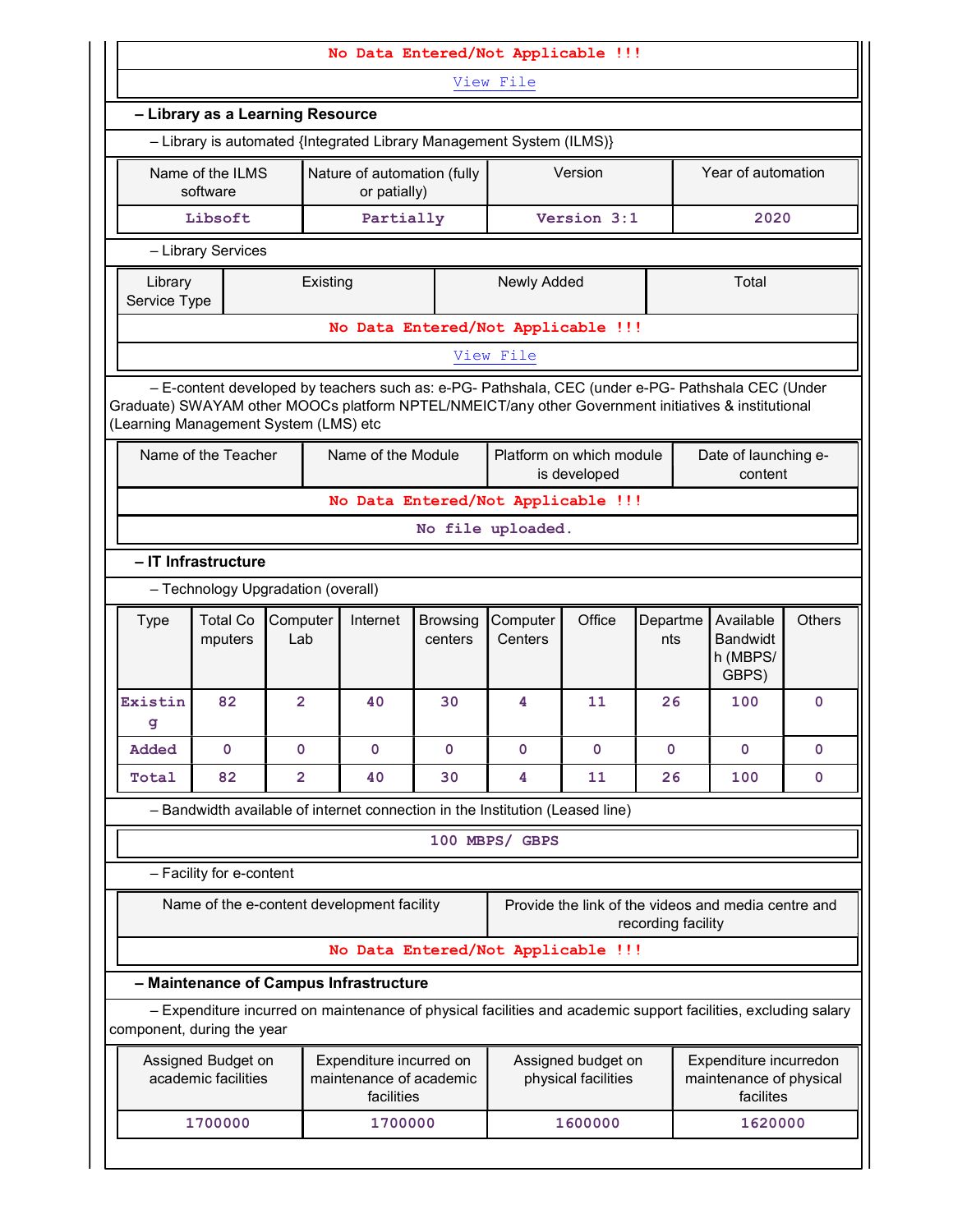No Data Entered/Not Applicable !!!

View File

**– Library as a Learning Resource**

– Library is automated {Integrated Library Management System (ILMS)}

| Name of the ILMS software | Nature of automation (fully or patially) | Version | Year of automation |
|---|---|---|---|
| Libsoft | Partially | Version 3:1 | 2020 |

– Library Services

| Library Service Type | Existing | Newly Added | Total |
|---|---|---|---|
| No Data Entered/Not Applicable !!! | | | |

View File

– E-content developed by teachers such as: e-PG- Pathshala, CEC (under e-PG- Pathshala CEC (Under Graduate) SWAYAM other MOOCs platform NPTEL/NMEICT/any other Government initiatives & institutional (Learning Management System (LMS) etc

| Name of the Teacher | Name of the Module | Platform on which module is developed | Date of launching e-content |
|---|---|---|---|
| No Data Entered/Not Applicable !!! | | | |

No file uploaded.

**– IT Infrastructure**

– Technology Upgradation (overall)

| Type | Total Computers | Computer Lab | Internet | Browsing centers | Computer Centers | Office | Departments | Available Bandwidth (MBPS/ GBPS) | Others |
|---|---|---|---|---|---|---|---|---|---|
| Existing | 82 | 2 | 40 | 30 | 4 | 11 | 26 | 100 | 0 |
| Added | 0 | 0 | 0 | 0 | 0 | 0 | 0 | 0 | 0 |
| Total | 82 | 2 | 40 | 30 | 4 | 11 | 26 | 100 | 0 |

– Bandwidth available of internet connection in the Institution (Leased line)

100 MBPS/ GBPS

– Facility for e-content

| Name of the e-content development facility | Provide the link of the videos and media centre and recording facility |
|---|---|
| No Data Entered/Not Applicable !!! | |

**– Maintenance of Campus Infrastructure**

– Expenditure incurred on maintenance of physical facilities and academic support facilities, excluding salary component, during the year

| Assigned Budget on academic facilities | Expenditure incurred on maintenance of academic facilities | Assigned budget on physical facilities | Expenditure incurredon maintenance of physical facilites |
|---|---|---|---|
| 1700000 | 1700000 | 1600000 | 1620000 |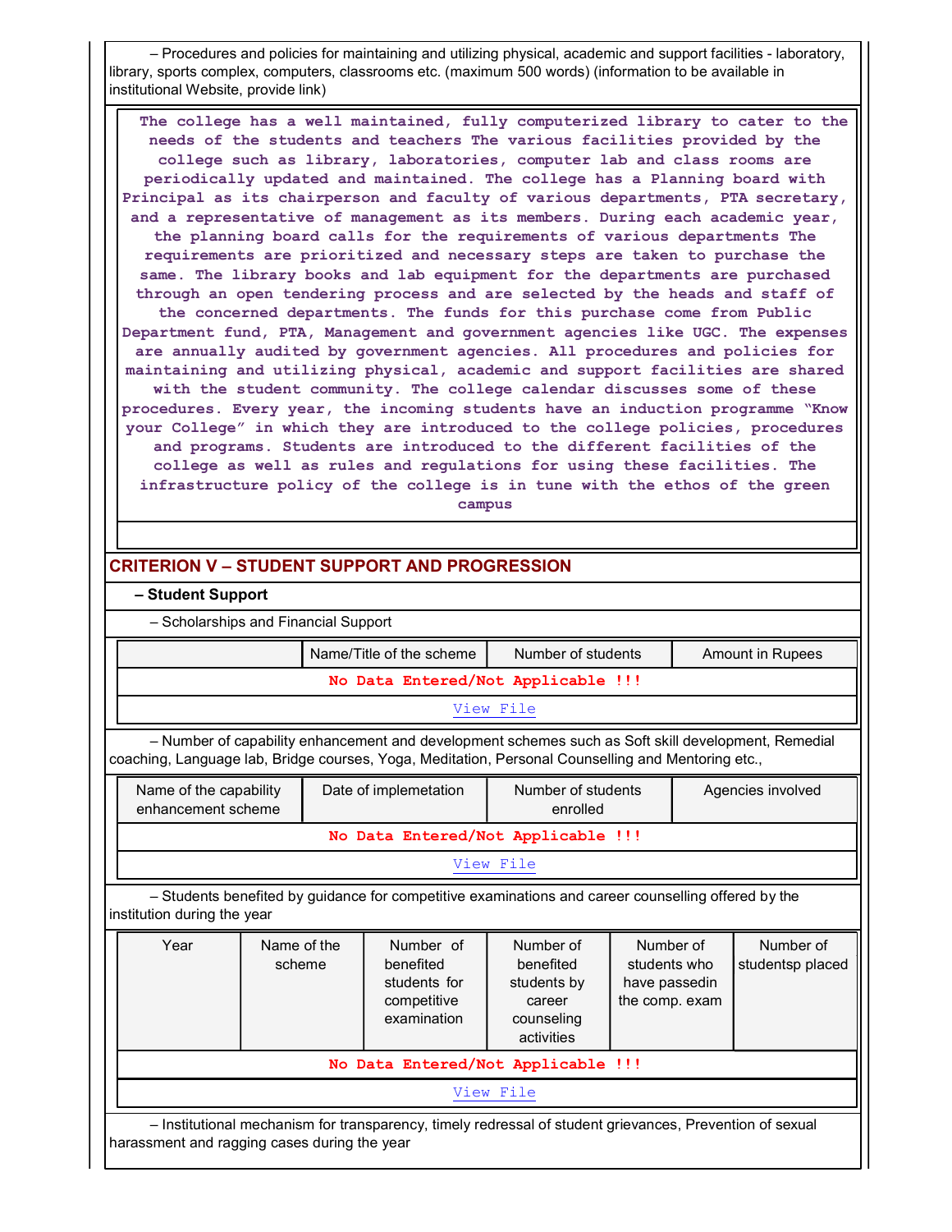– Procedures and policies for maintaining and utilizing physical, academic and support facilities - laboratory, library, sports complex, computers, classrooms etc. (maximum 500 words) (information to be available in institutional Website, provide link)

**The college has a well maintained, fully computerized library to cater to the needs of the students and teachers The various facilities provided by the college such as library, laboratories, computer lab and class rooms are periodically updated and maintained. The college has a Planning board with Principal as its chairperson and faculty of various departments, PTA secretary, and a representative of management as its members. During each academic year, the planning board calls for the requirements of various departments The requirements are prioritized and necessary steps are taken to purchase the same. The library books and lab equipment for the departments are purchased through an open tendering process and are selected by the heads and staff of the concerned departments. The funds for this purchase come from Public Department fund, PTA, Management and government agencies like UGC. The expenses are annually audited by government agencies. All procedures and policies for maintaining and utilizing physical, academic and support facilities are shared with the student community. The college calendar discusses some of these procedures. Every year, the incoming students have an induction programme "Know your College" in which they are introduced to the college policies, procedures and programs. Students are introduced to the different facilities of the college as well as rules and regulations for using these facilities. The infrastructure policy of the college is in tune with the ethos of the green campus**

## CRITERION V – STUDENT SUPPORT AND PROGRESSION

**– Student Support**

– Scholarships and Financial Support

| | Name/Title of the scheme | Number of students | Amount in Rupees |
|---|---|---|---|
| No Data Entered/Not Applicable !!! | | | |
| View File | | | |

– Number of capability enhancement and development schemes such as Soft skill development, Remedial coaching, Language lab, Bridge courses, Yoga, Meditation, Personal Counselling and Mentoring etc.,

| Name of the capability enhancement scheme | Date of implemetation | Number of students enrolled | Agencies involved |
|---|---|---|---|
| No Data Entered/Not Applicable !!! | | | |
| View File | | | |

– Students benefited by guidance for competitive examinations and career counselling offered by the institution during the year

| Year | Name of the scheme | Number of benefited students for competitive examination | Number of benefited students by career counseling activities | Number of students who have passedin the comp. exam | Number of studentsp placed |
|---|---|---|---|---|---|
| No Data Entered/Not Applicable !!! | | | | | |
| View File | | | | | |

– Institutional mechanism for transparency, timely redressal of student grievances, Prevention of sexual harassment and ragging cases during the year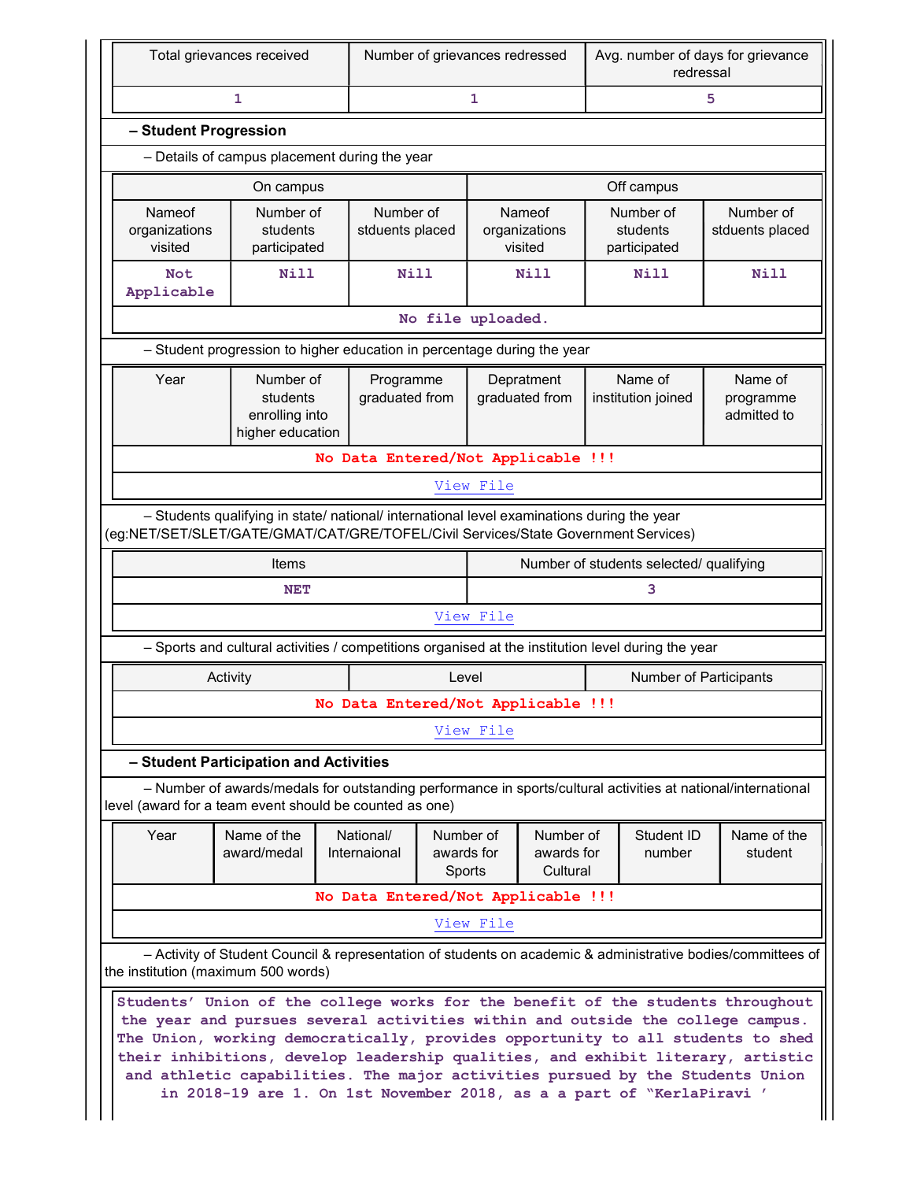| Total grievances received | Number of grievances redressed | Avg. number of days for grievance redressal |
|---|---|---|
| 1 | 1 | 5 |

**– Student Progression**

– Details of campus placement during the year

| On campus | | | Off campus | | |
|---|---|---|---|---|---|
| Nameof organizations visited | Number of students participated | Number of stduents placed | Nameof organizations visited | Number of students participated | Number of stduents placed |
| Not Applicable | Nill | Nill | Nill | Nill | Nill |
| No file uploaded. | | | | | |

– Student progression to higher education in percentage during the year

| Year | Number of students enrolling into higher education | Programme graduated from | Depratment graduated from | Name of institution joined | Name of programme admitted to |
|---|---|---|---|---|---|
| No Data Entered/Not Applicable !!! | | | | | |
| View File | | | | | |

– Students qualifying in state/ national/ international level examinations during the year (eg:NET/SET/SLET/GATE/GMAT/CAT/GRE/TOFEL/Civil Services/State Government Services)

| Items | Number of students selected/ qualifying |
|---|---|
| NET | 3 |
| View File | |

– Sports and cultural activities / competitions organised at the institution level during the year

| Activity | Level | Number of Participants |
|---|---|---|
| No Data Entered/Not Applicable !!! | | |
| View File | | |

**– Student Participation and Activities**

– Number of awards/medals for outstanding performance in sports/cultural activities at national/international level (award for a team event should be counted as one)

| Year | Name of the award/medal | National/ Internaional | Number of awards for Sports | Number of awards for Cultural | Student ID number | Name of the student |
|---|---|---|---|---|---|---|
| No Data Entered/Not Applicable !!! | | | | | | |
| View File | | | | | | |

– Activity of Student Council & representation of students on academic & administrative bodies/committees of the institution (maximum 500 words)

Students' Union of the college works for the benefit of the students throughout the year and pursues several activities within and outside the college campus. The Union, working democratically, provides opportunity to all students to shed their inhibitions, develop leadership qualities, and exhibit literary, artistic and athletic capabilities. The major activities pursued by the Students Union in 2018-19 are 1. On 1st November 2018, as a a part of "KerlaPiravi '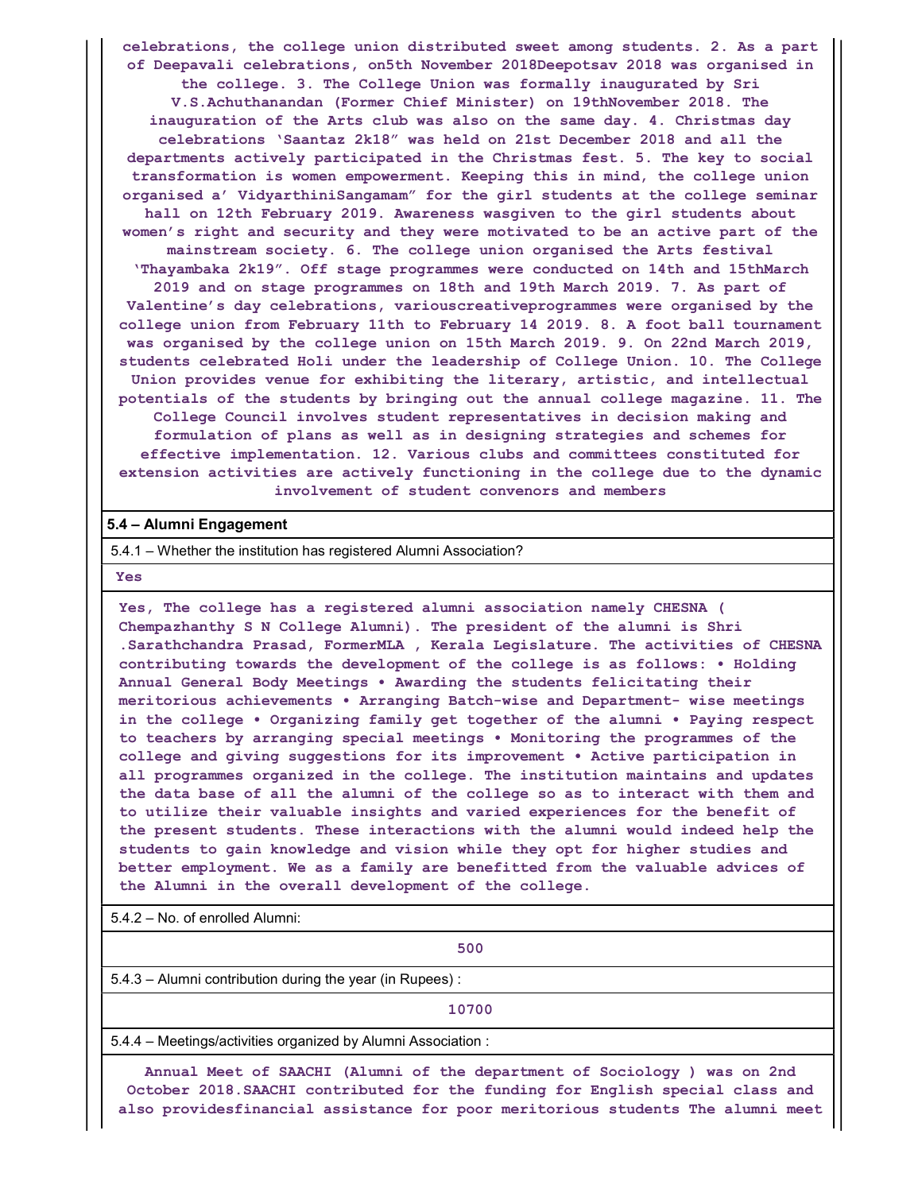celebrations, the college union distributed sweet among students. 2. As a part of Deepavali celebrations, on5th November 2018Deepotsav 2018 was organised in the college. 3. The College Union was formally inaugurated by Sri V.S.Achuthanandan (Former Chief Minister) on 19thNovember 2018. The inauguration of the Arts club was also on the same day. 4. Christmas day celebrations 'Saantaz 2k18" was held on 21st December 2018 and all the departments actively participated in the Christmas fest. 5. The key to social transformation is women empowerment. Keeping this in mind, the college union organised a' VidyarthiniSangamam" for the girl students at the college seminar hall on 12th February 2019. Awareness wasgiven to the girl students about women's right and security and they were motivated to be an active part of the mainstream society. 6. The college union organised the Arts festival 'Thayambaka 2k19". Off stage programmes were conducted on 14th and 15thMarch 2019 and on stage programmes on 18th and 19th March 2019. 7. As part of Valentine's day celebrations, variouscreativeprogrammes were organised by the college union from February 11th to February 14 2019. 8. A foot ball tournament was organised by the college union on 15th March 2019. 9. On 22nd March 2019, students celebrated Holi under the leadership of College Union. 10. The College Union provides venue for exhibiting the literary, artistic, and intellectual potentials of the students by bringing out the annual college magazine. 11. The College Council involves student representatives in decision making and formulation of plans as well as in designing strategies and schemes for effective implementation. 12. Various clubs and committees constituted for extension activities are actively functioning in the college due to the dynamic involvement of student convenors and members

**5.4 – Alumni Engagement**

5.4.1 – Whether the institution has registered Alumni Association?

Yes

Yes, The college has a registered alumni association namely CHESNA ( Chempazhanthy S N College Alumni). The president of the alumni is Shri .Sarathchandra Prasad, FormerMLA , Kerala Legislature. The activities of CHESNA contributing towards the development of the college is as follows: • Holding Annual General Body Meetings • Awarding the students felicitating their meritorious achievements • Arranging Batch-wise and Department- wise meetings in the college • Organizing family get together of the alumni • Paying respect to teachers by arranging special meetings • Monitoring the programmes of the college and giving suggestions for its improvement • Active participation in all programmes organized in the college. The institution maintains and updates the data base of all the alumni of the college so as to interact with them and to utilize their valuable insights and varied experiences for the benefit of the present students. These interactions with the alumni would indeed help the students to gain knowledge and vision while they opt for higher studies and better employment. We as a family are benefitted from the valuable advices of the Alumni in the overall development of the college.

5.4.2 – No. of enrolled Alumni:

500

5.4.3 – Alumni contribution during the year (in Rupees) :

10700

5.4.4 – Meetings/activities organized by Alumni Association :

Annual Meet of SAACHI (Alumni of the department of Sociology ) was on 2nd October 2018.SAACHI contributed for the funding for English special class and also providesfinancial assistance for poor meritorious students The alumni meet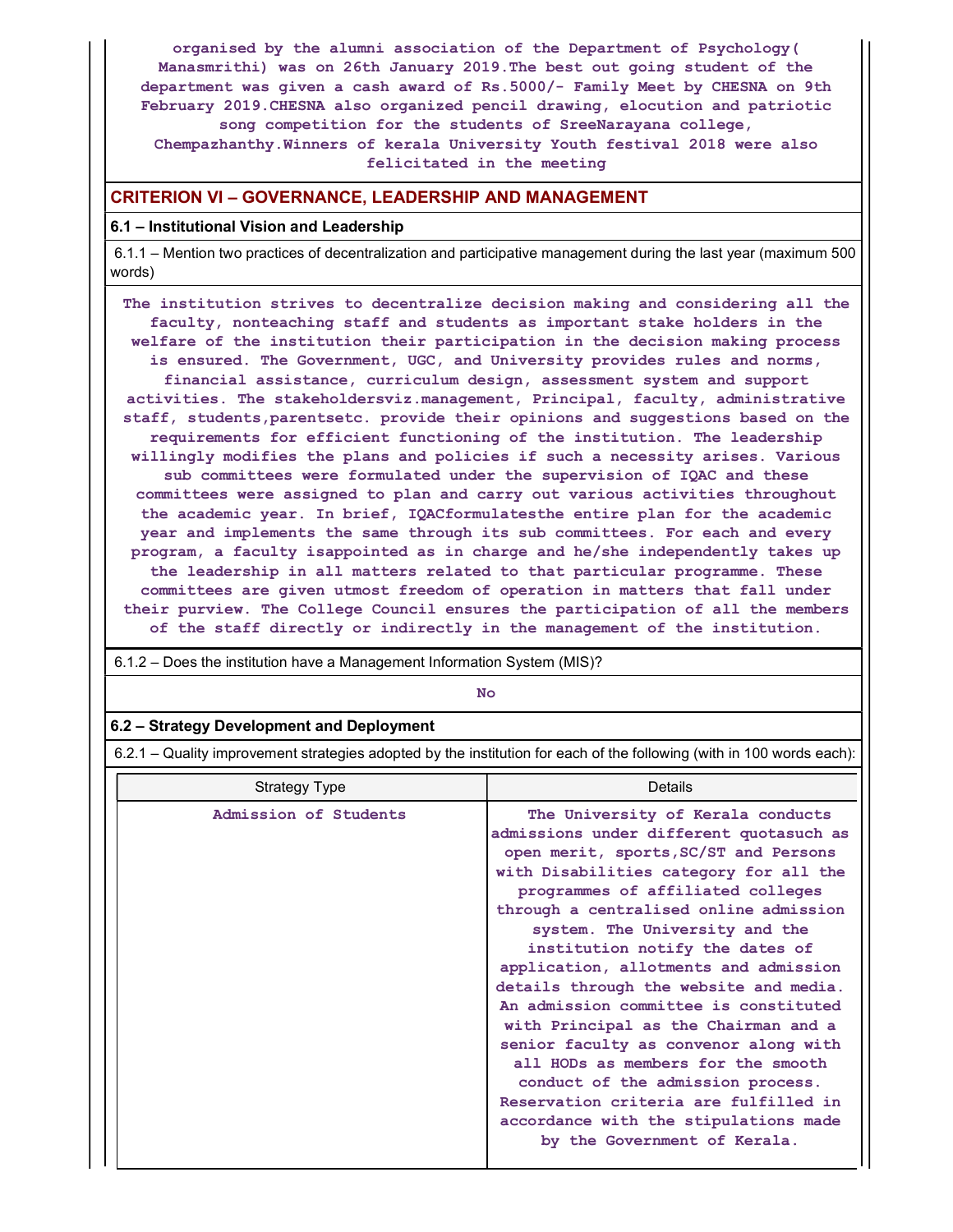organised by the alumni association of the Department of Psychology( Manasmrithi) was on 26th January 2019.The best out going student of the department was given a cash award of Rs.5000/- Family Meet by CHESNA on 9th February 2019.CHESNA also organized pencil drawing, elocution and patriotic song competition for the students of SreeNarayana college, Chempazhanthy.Winners of kerala University Youth festival 2018 were also felicitated in the meeting

## CRITERION VI – GOVERNANCE, LEADERSHIP AND MANAGEMENT

### 6.1 – Institutional Vision and Leadership

6.1.1 – Mention two practices of decentralization and participative management during the last year (maximum 500 words)

The institution strives to decentralize decision making and considering all the faculty, nonteaching staff and students as important stake holders in the welfare of the institution their participation in the decision making process is ensured. The Government, UGC, and University provides rules and norms, financial assistance, curriculum design, assessment system and support activities. The stakeholdersviz.management, Principal, faculty, administrative staff, students,parentsetc. provide their opinions and suggestions based on the requirements for efficient functioning of the institution. The leadership willingly modifies the plans and policies if such a necessity arises. Various sub committees were formulated under the supervision of IQAC and these committees were assigned to plan and carry out various activities throughout the academic year. In brief, IQACformulatesthe entire plan for the academic year and implements the same through its sub committees. For each and every program, a faculty isappointed as in charge and he/she independently takes up the leadership in all matters related to that particular programme. These committees are given utmost freedom of operation in matters that fall under their purview. The College Council ensures the participation of all the members of the staff directly or indirectly in the management of the institution.

6.1.2 – Does the institution have a Management Information System (MIS)?

No

### 6.2 – Strategy Development and Deployment

6.2.1 – Quality improvement strategies adopted by the institution for each of the following (with in 100 words each):

| Strategy Type | Details |
|---|---|
| Admission of Students | The University of Kerala conducts admissions under different quotasuch as open merit, sports,SC/ST and Persons with Disabilities category for all the programmes of affiliated colleges through a centralised online admission system. The University and the institution notify the dates of application, allotments and admission details through the website and media. An admission committee is constituted with Principal as the Chairman and a senior faculty as convenor along with all HODs as members for the smooth conduct of the admission process. Reservation criteria are fulfilled in accordance with the stipulations made by the Government of Kerala. |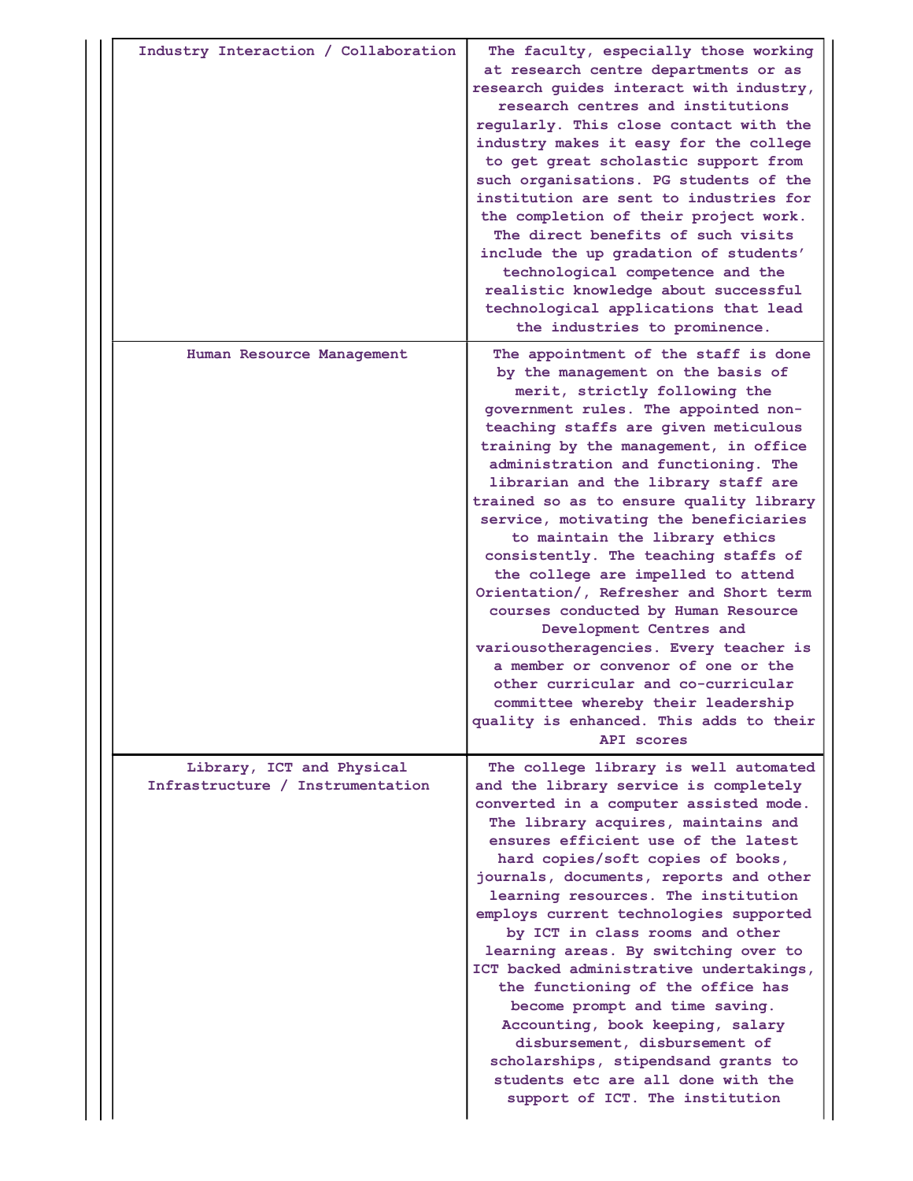| | |
|---|---|
| Industry Interaction / Collaboration | The faculty, especially those working at research centre departments or as research guides interact with industry, research centres and institutions regularly. This close contact with the industry makes it easy for the college to get great scholastic support from such organisations. PG students of the institution are sent to industries for the completion of their project work. The direct benefits of such visits include the up gradation of students' technological competence and the realistic knowledge about successful technological applications that lead the industries to prominence. |
| Human Resource Management | The appointment of the staff is done by the management on the basis of merit, strictly following the government rules. The appointed non-teaching staffs are given meticulous training by the management, in office administration and functioning. The librarian and the library staff are trained so as to ensure quality library service, motivating the beneficiaries to maintain the library ethics consistently. The teaching staffs of the college are impelled to attend Orientation/, Refresher and Short term courses conducted by Human Resource Development Centres and variousotheragencies. Every teacher is a member or convenor of one or the other curricular and co-curricular committee whereby their leadership quality is enhanced. This adds to their API scores |
| Library, ICT and Physical Infrastructure / Instrumentation | The college library is well automated and the library service is completely converted in a computer assisted mode. The library acquires, maintains and ensures efficient use of the latest hard copies/soft copies of books, journals, documents, reports and other learning resources. The institution employs current technologies supported by ICT in class rooms and other learning areas. By switching over to ICT backed administrative undertakings, the functioning of the office has become prompt and time saving. Accounting, book keeping, salary disbursement, disbursement of scholarships, stipendsand grants to students etc are all done with the support of ICT. The institution |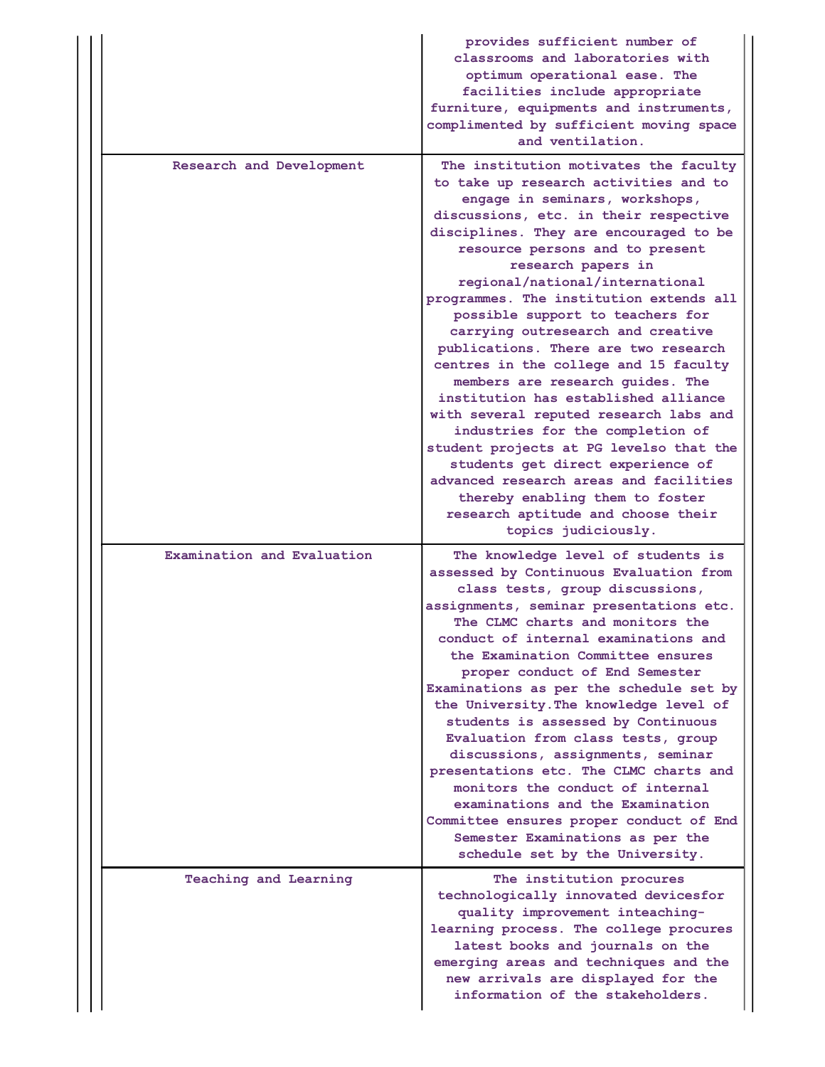| | |
|---|---|
| | provides sufficient number of classrooms and laboratories with optimum operational ease. The facilities include appropriate furniture, equipments and instruments, complimented by sufficient moving space and ventilation. |
| Research and Development | The institution motivates the faculty to take up research activities and to engage in seminars, workshops, discussions, etc. in their respective disciplines. They are encouraged to be resource persons and to present research papers in regional/national/international programmes. The institution extends all possible support to teachers for carrying outresearch and creative publications. There are two research centres in the college and 15 faculty members are research guides. The institution has established alliance with several reputed research labs and industries for the completion of student projects at PG levelso that the students get direct experience of advanced research areas and facilities thereby enabling them to foster research aptitude and choose their topics judiciously. |
| Examination and Evaluation | The knowledge level of students is assessed by Continuous Evaluation from class tests, group discussions, assignments, seminar presentations etc. The CLMC charts and monitors the conduct of internal examinations and the Examination Committee ensures proper conduct of End Semester Examinations as per the schedule set by the University.The knowledge level of students is assessed by Continuous Evaluation from class tests, group discussions, assignments, seminar presentations etc. The CLMC charts and monitors the conduct of internal examinations and the Examination Committee ensures proper conduct of End Semester Examinations as per the schedule set by the University. |
| Teaching and Learning | The institution procures technologically innovated devicesfor quality improvement inteaching-learning process. The college procures latest books and journals on the emerging areas and techniques and the new arrivals are displayed for the information of the stakeholders. |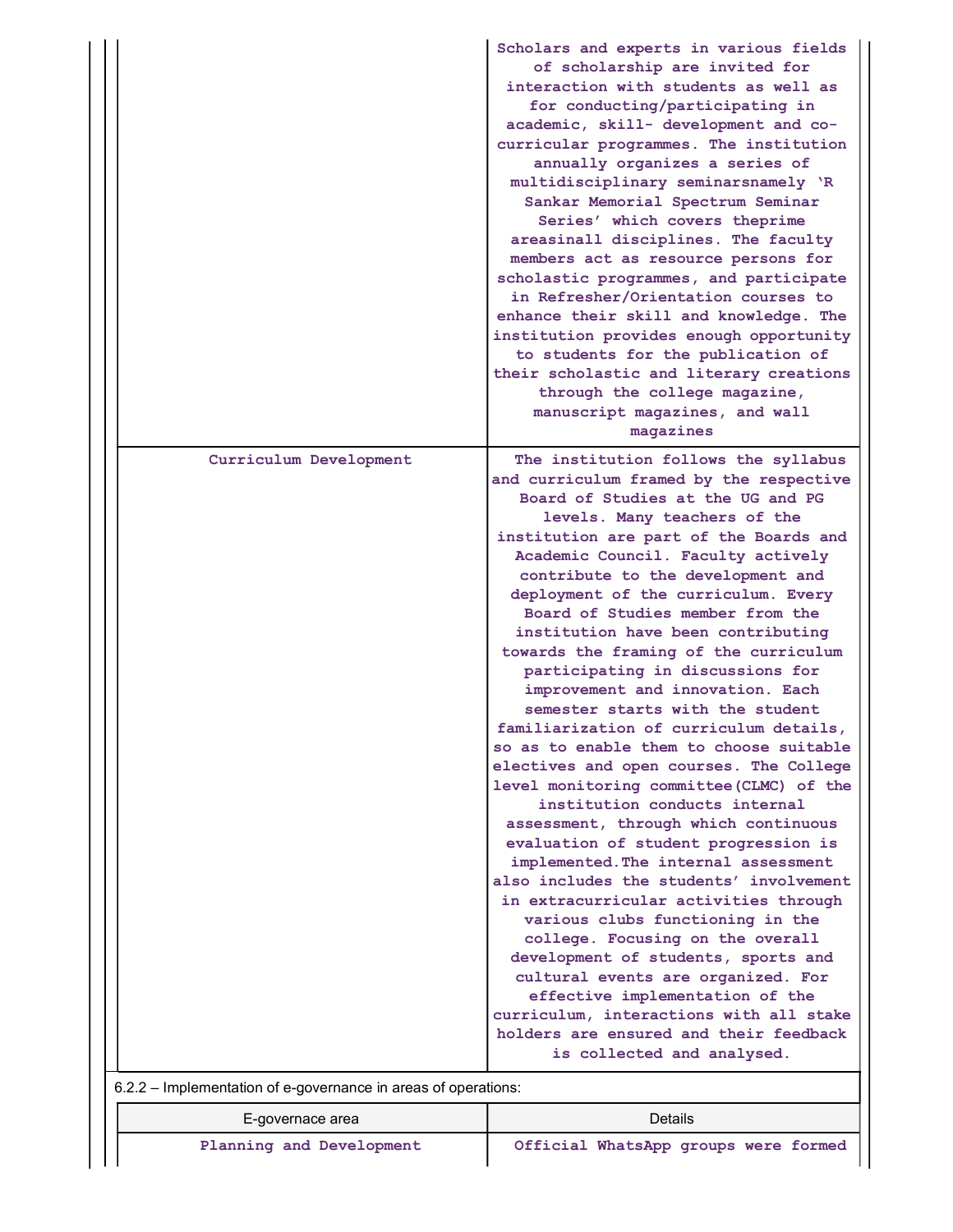| | |
|---|---|
| | Scholars and experts in various fields of scholarship are invited for interaction with students as well as for conducting/participating in academic, skill- development and co-curricular programmes. The institution annually organizes a series of multidisciplinary seminarsnamely 'R Sankar Memorial Spectrum Seminar Series' which covers theprime areasinall disciplines. The faculty members act as resource persons for scholastic programmes, and participate in Refresher/Orientation courses to enhance their skill and knowledge. The institution provides enough opportunity to students for the publication of their scholastic and literary creations through the college magazine, manuscript magazines, and wall magazines |
| Curriculum Development | The institution follows the syllabus and curriculum framed by the respective Board of Studies at the UG and PG levels. Many teachers of the institution are part of the Boards and Academic Council. Faculty actively contribute to the development and deployment of the curriculum. Every Board of Studies member from the institution have been contributing towards the framing of the curriculum participating in discussions for improvement and innovation. Each semester starts with the student familiarization of curriculum details, so as to enable them to choose suitable electives and open courses. The College level monitoring committee(CLMC) of the institution conducts internal assessment, through which continuous evaluation of student progression is implemented.The internal assessment also includes the students' involvement in extracurricular activities through various clubs functioning in the college. Focusing on the overall development of students, sports and cultural events are organized. For effective implementation of the curriculum, interactions with all stake holders are ensured and their feedback is collected and analysed. |

6.2.2 – Implementation of e-governance in areas of operations:

| E-governace area | Details |
|---|---|
| Planning and Development | Official WhatsApp groups were formed |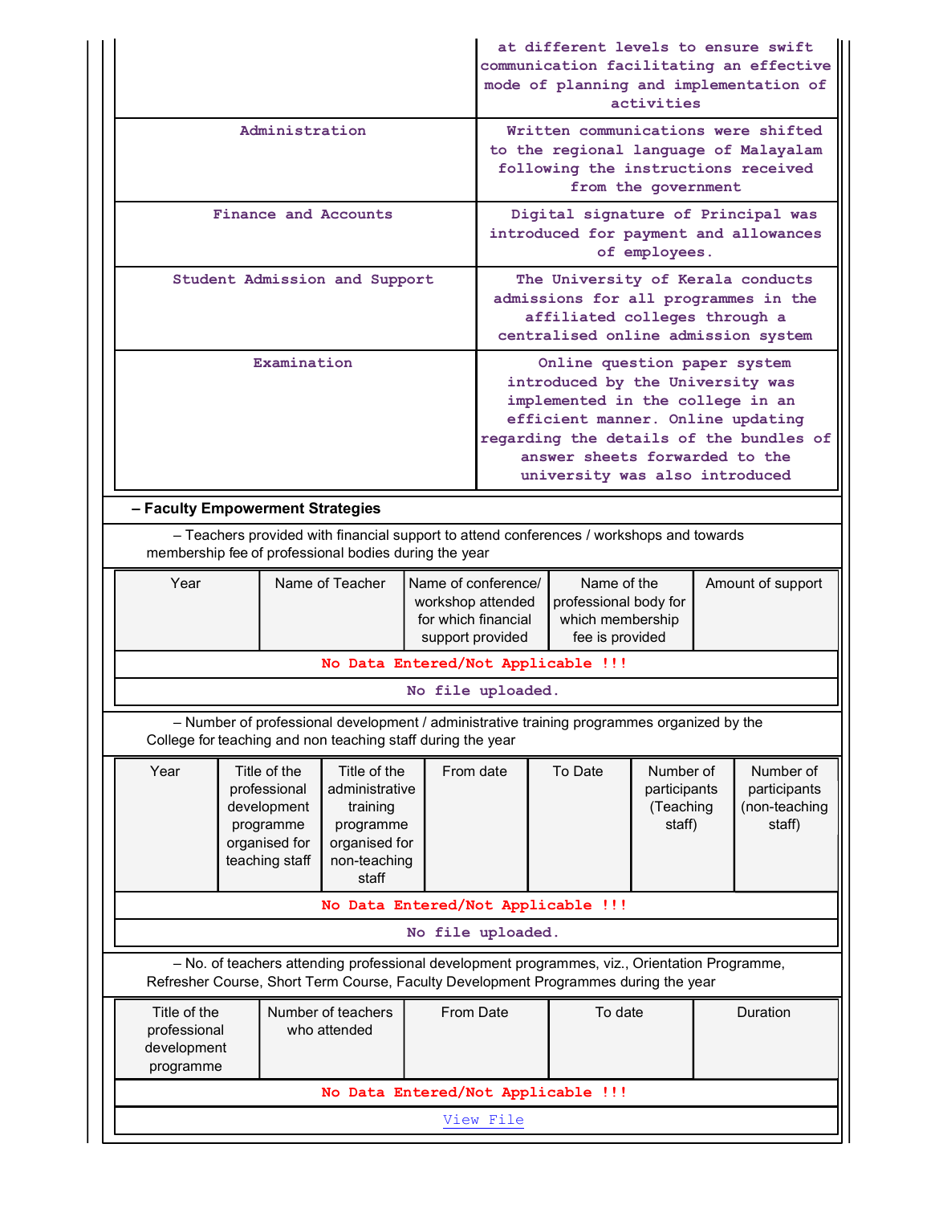| | |
|---|---|
| | at different levels to ensure swift communication facilitating an effective mode of planning and implementation of activities |
| Administration | Written communications were shifted to the regional language of Malayalam following the instructions received from the government |
| Finance and Accounts | Digital signature of Principal was introduced for payment and allowances of employees. |
| Student Admission and Support | The University of Kerala conducts admissions for all programmes in the affiliated colleges through a centralised online admission system |
| Examination | Online question paper system introduced by the University was implemented in the college in an efficient manner. Online updating regarding the details of the bundles of answer sheets forwarded to the university was also introduced |

**– Faculty Empowerment Strategies**

– Teachers provided with financial support to attend conferences / workshops and towards membership fee of professional bodies during the year

| Year | Name of Teacher | Name of conference/ workshop attended for which financial support provided | Name of the professional body for which membership fee is provided | Amount of support |
|---|---|---|---|---|
| No Data Entered/Not Applicable !!! | | | | |
| No file uploaded. | | | | |

– Number of professional development / administrative training programmes organized by the College for teaching and non teaching staff during the year

| Year | Title of the professional development programme organised for teaching staff | Title of the administrative training programme organised for non-teaching staff | From date | To Date | Number of participants (Teaching staff) | Number of participants (non-teaching staff) |
|---|---|---|---|---|---|---|
| No Data Entered/Not Applicable !!! | | | | | | |
| No file uploaded. | | | | | | |

– No. of teachers attending professional development programmes, viz., Orientation Programme, Refresher Course, Short Term Course, Faculty Development Programmes during the year

| Title of the professional development programme | Number of teachers who attended | From Date | To date | Duration |
|---|---|---|---|---|
| No Data Entered/Not Applicable !!! | | | | |
| View File | | | | |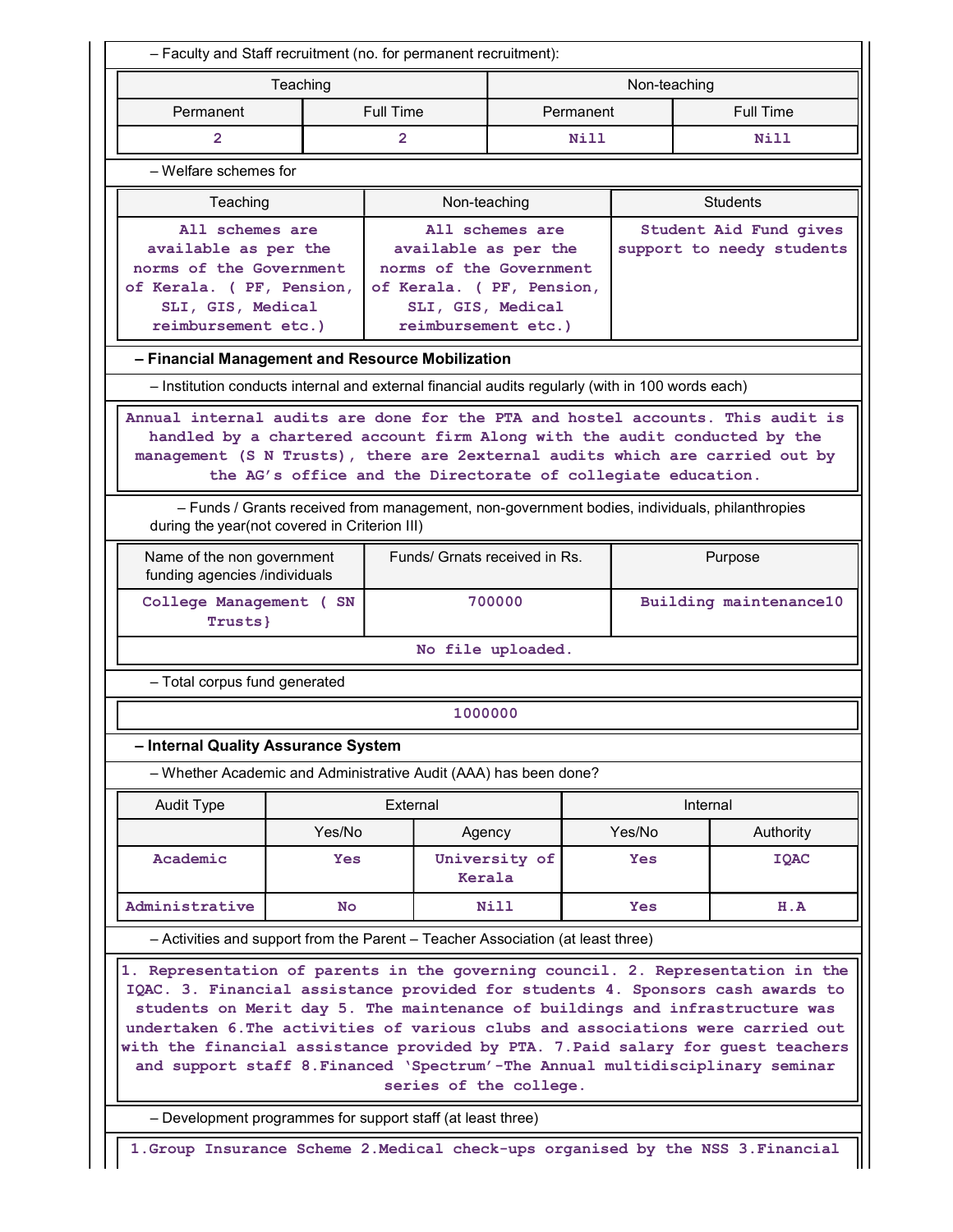– Faculty and Staff recruitment (no. for permanent recruitment):

| Teaching | | Non-teaching | |
|---|---|---|---|
| Permanent | Full Time | Permanent | Full Time |
| 2 | 2 | Nill | Nill |

– Welfare schemes for

| Teaching | Non-teaching | Students |
|---|---|---|
| All schemes are available as per the norms of the Government of Kerala. ( PF, Pension, SLI, GIS, Medical reimbursement etc.) | All schemes are available as per the norms of the Government of Kerala. ( PF, Pension, SLI, GIS, Medical reimbursement etc.) | Student Aid Fund gives support to needy students |

### – Financial Management and Resource Mobilization

– Institution conducts internal and external financial audits regularly (with in 100 words each)

Annual internal audits are done for the PTA and hostel accounts. This audit is handled by a chartered account firm Along with the audit conducted by the management (S N Trusts), there are 2external audits which are carried out by the AG's office and the Directorate of collegiate education.

– Funds / Grants received from management, non-government bodies, individuals, philanthropies during the year(not covered in Criterion III)

| Name of the non government funding agencies /individuals | Funds/ Grnats received in Rs. | Purpose |
|---|---|---|
| College Management ( SN Trusts} | 700000 | Building maintenance10 |
| No file uploaded. | | |

– Total corpus fund generated

1000000

### – Internal Quality Assurance System

– Whether Academic and Administrative Audit (AAA) has been done?

| Audit Type | External | | Internal | |
|---|---|---|---|---|
| | Yes/No | Agency | Yes/No | Authority |
| Academic | Yes | University of Kerala | Yes | IQAC |
| Administrative | No | Nill | Yes | H.A |

– Activities and support from the Parent – Teacher Association (at least three)

1. Representation of parents in the governing council. 2. Representation in the IQAC. 3. Financial assistance provided for students 4. Sponsors cash awards to students on Merit day 5. The maintenance of buildings and infrastructure was undertaken 6.The activities of various clubs and associations were carried out with the financial assistance provided by PTA. 7.Paid salary for guest teachers and support staff 8.Financed 'Spectrum'-The Annual multidisciplinary seminar series of the college.

– Development programmes for support staff (at least three)

1.Group Insurance Scheme 2.Medical check-ups organised by the NSS 3.Financial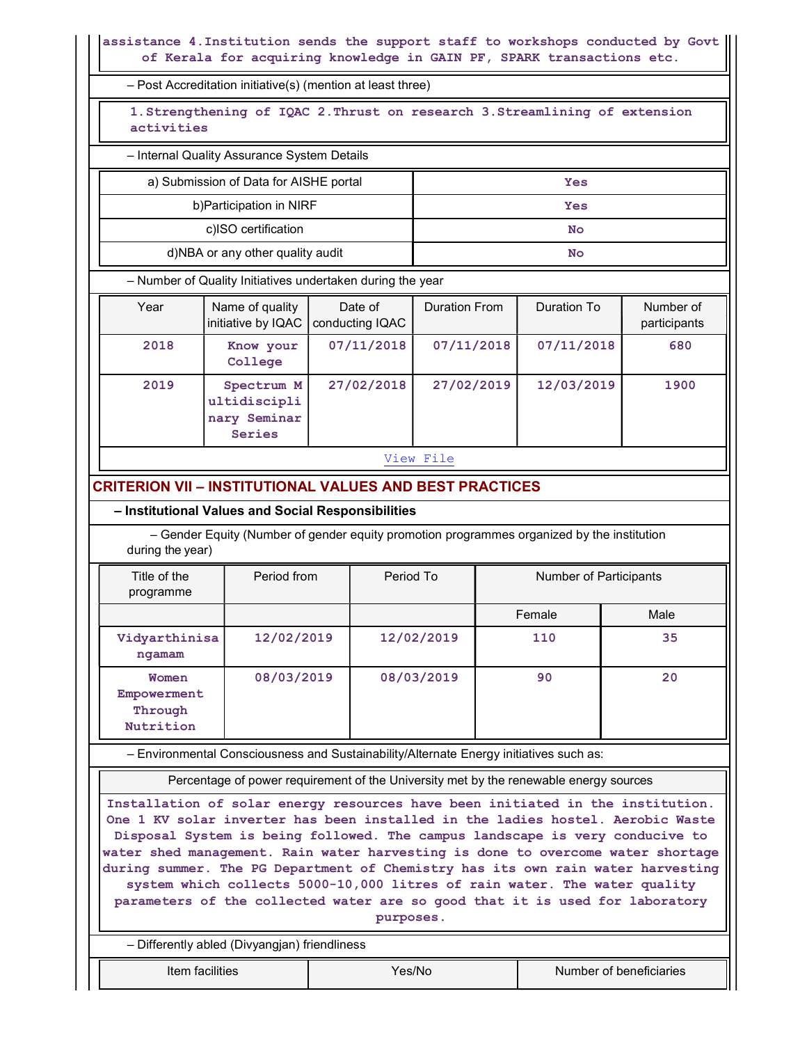assistance 4.Institution sends the support staff to workshops conducted by Govt of Kerala for acquiring knowledge in GAIN PF, SPARK transactions etc.

– Post Accreditation initiative(s) (mention at least three)

1.Strengthening of IQAC 2.Thrust on research 3.Streamlining of extension activities

– Internal Quality Assurance System Details

| a) Submission of Data for AISHE portal | Yes |
|---|---|
| b)Participation in NIRF | Yes |
| c)ISO certification | No |
| d)NBA or any other quality audit | No |

– Number of Quality Initiatives undertaken during the year

| Year | Name of quality initiative by IQAC | Date of conducting IQAC | Duration From | Duration To | Number of participants |
|---|---|---|---|---|---|
| 2018 | Know your College | 07/11/2018 | 07/11/2018 | 07/11/2018 | 680 |
| 2019 | Spectrum Multidisciplinary Seminar Series | 27/02/2018 | 27/02/2019 | 12/03/2019 | 1900 |

View File

## CRITERION VII – INSTITUTIONAL VALUES AND BEST PRACTICES

### – Institutional Values and Social Responsibilities

– Gender Equity (Number of gender equity promotion programmes organized by the institution during the year)

| Title of the programme | Period from | Period To | Number of Participants | |
|---|---|---|---|---|
| | | | Female | Male |
| Vidyarthinisangamam | 12/02/2019 | 12/02/2019 | 110 | 35 |
| Women Empowerment Through Nutrition | 08/03/2019 | 08/03/2019 | 90 | 20 |

– Environmental Consciousness and Sustainability/Alternate Energy initiatives such as:

| Percentage of power requirement of the University met by the renewable energy sources |
|---|
| Installation of solar energy resources have been initiated in the institution. One 1 KV solar inverter has been installed in the ladies hostel. Aerobic Waste Disposal System is being followed. The campus landscape is very conducive to water shed management. Rain water harvesting is done to overcome water shortage during summer. The PG Department of Chemistry has its own rain water harvesting system which collects 5000-10,000 litres of rain water. The water quality parameters of the collected water are so good that it is used for laboratory purposes. |

– Differently abled (Divyangjan) friendliness

| Item facilities | Yes/No | Number of beneficiaries |
|---|---|---|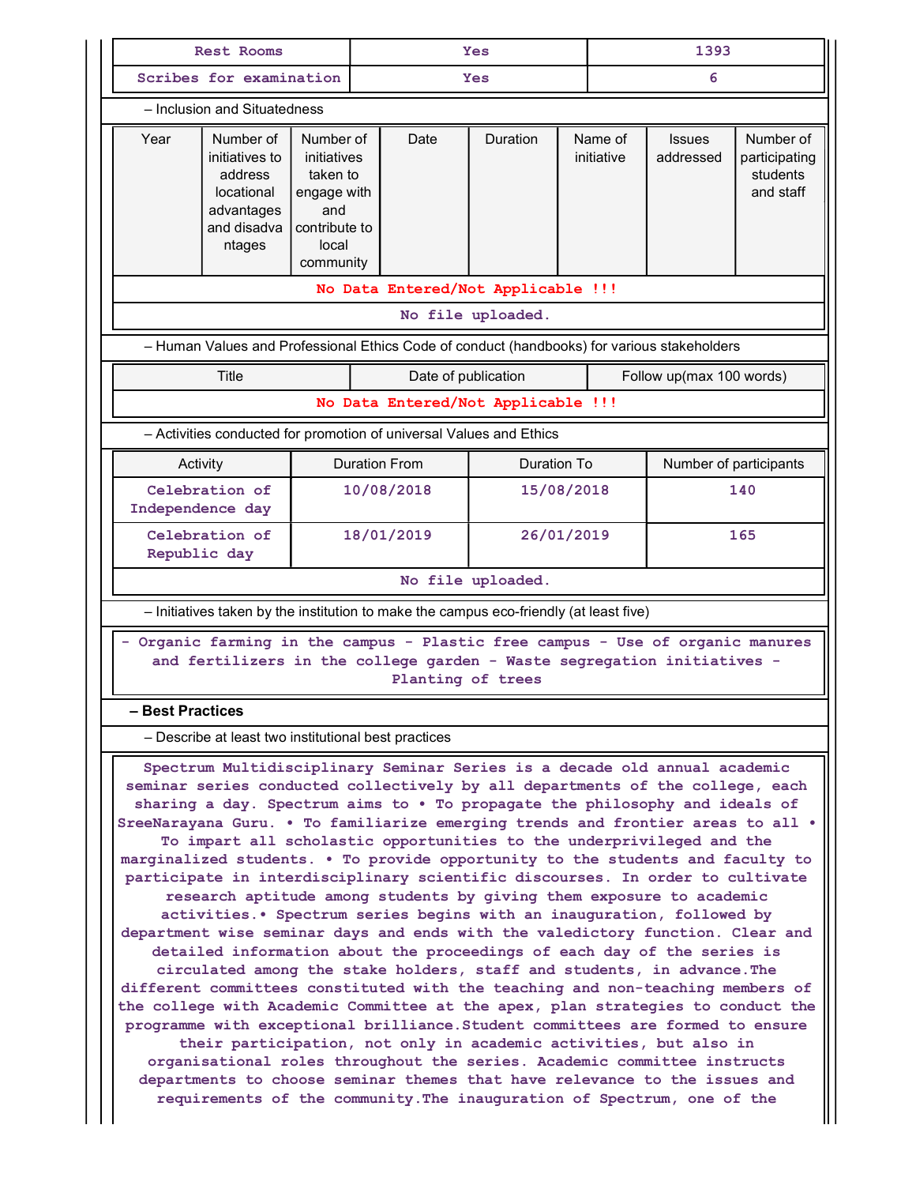| Rest Rooms | Yes | 1393 |
|---|---|---|
| Scribes for examination | Yes | 6 |

– Inclusion and Situatedness

| Year | Number of initiatives to address locational advantages and disadva ntages | Number of initiatives taken to engage with and contribute to local community | Date | Duration | Name of initiative | Issues addressed | Number of participating students and staff |
|---|---|---|---|---|---|---|---|
| No Data Entered/Not Applicable !!! | | | | | | | |

No file uploaded.

– Human Values and Professional Ethics Code of conduct (handbooks) for various stakeholders

| Title | Date of publication | Follow up(max 100 words) |
|---|---|---|
| No Data Entered/Not Applicable !!! | | |

– Activities conducted for promotion of universal Values and Ethics

| Activity | Duration From | Duration To | Number of participants |
|---|---|---|---|
| Celebration of Independence day | 10/08/2018 | 15/08/2018 | 140 |
| Celebration of Republic day | 18/01/2019 | 26/01/2019 | 165 |

No file uploaded.

– Initiatives taken by the institution to make the campus eco-friendly (at least five)

- Organic farming in the campus - Plastic free campus - Use of organic manures and fertilizers in the college garden - Waste segregation initiatives - Planting of trees

**– Best Practices**

– Describe at least two institutional best practices

Spectrum Multidisciplinary Seminar Series is a decade old annual academic seminar series conducted collectively by all departments of the college, each sharing a day. Spectrum aims to • To propagate the philosophy and ideals of SreeNarayana Guru. • To familiarize emerging trends and frontier areas to all • To impart all scholastic opportunities to the underprivileged and the marginalized students. • To provide opportunity to the students and faculty to participate in interdisciplinary scientific discourses. In order to cultivate research aptitude among students by giving them exposure to academic activities.• Spectrum series begins with an inauguration, followed by department wise seminar days and ends with the valedictory function. Clear and detailed information about the proceedings of each day of the series is circulated among the stake holders, staff and students, in advance.The different committees constituted with the teaching and non-teaching members of the college with Academic Committee at the apex, plan strategies to conduct the programme with exceptional brilliance.Student committees are formed to ensure their participation, not only in academic activities, but also in organisational roles throughout the series. Academic committee instructs departments to choose seminar themes that have relevance to the issues and requirements of the community.The inauguration of Spectrum, one of the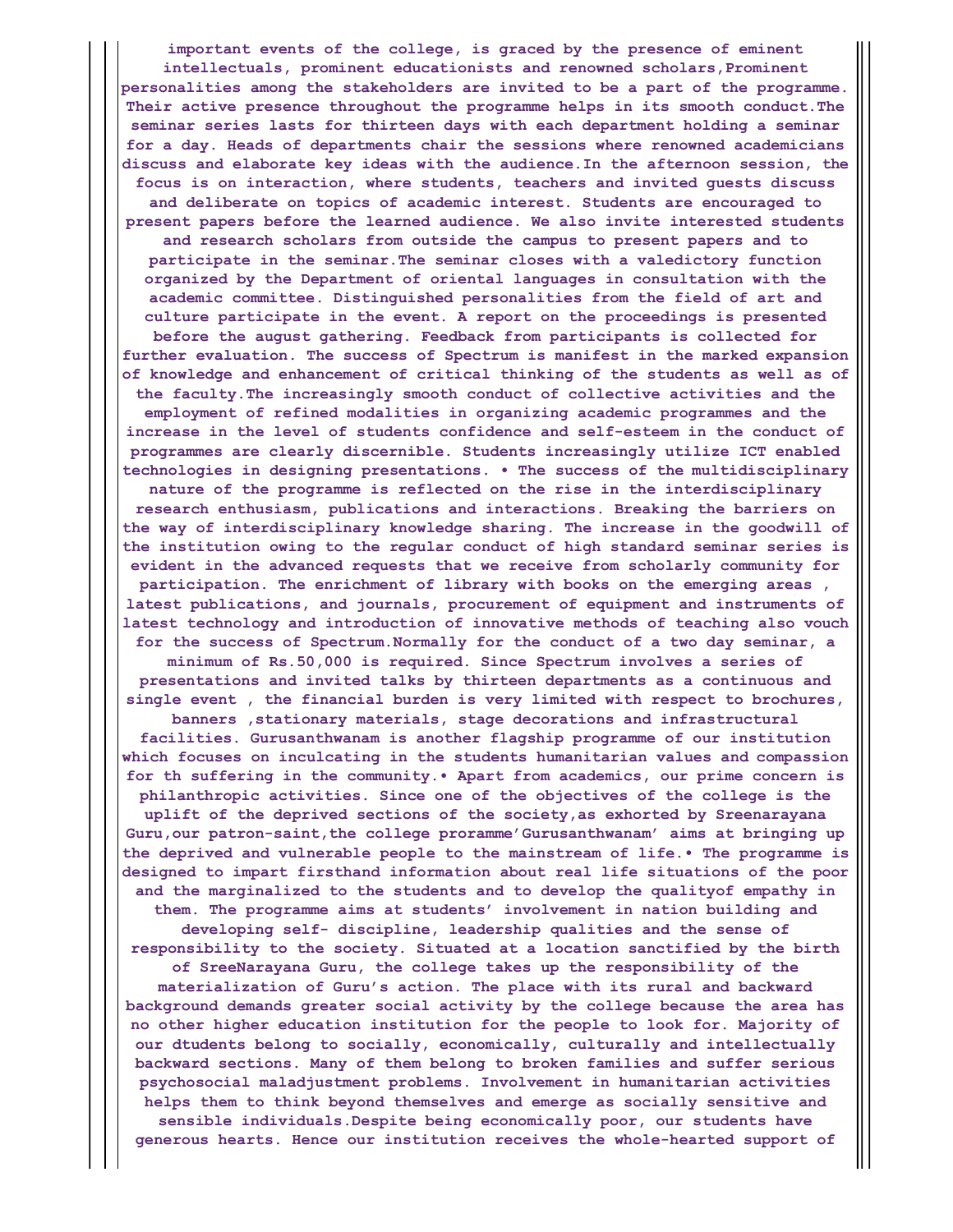important events of the college, is graced by the presence of eminent intellectuals, prominent educationists and renowned scholars,Prominent personalities among the stakeholders are invited to be a part of the programme. Their active presence throughout the programme helps in its smooth conduct.The seminar series lasts for thirteen days with each department holding a seminar for a day. Heads of departments chair the sessions where renowned academicians discuss and elaborate key ideas with the audience.In the afternoon session, the focus is on interaction, where students, teachers and invited guests discuss and deliberate on topics of academic interest. Students are encouraged to present papers before the learned audience. We also invite interested students and research scholars from outside the campus to present papers and to participate in the seminar.The seminar closes with a valedictory function organized by the Department of oriental languages in consultation with the academic committee. Distinguished personalities from the field of art and culture participate in the event. A report on the proceedings is presented before the august gathering. Feedback from participants is collected for further evaluation. The success of Spectrum is manifest in the marked expansion of knowledge and enhancement of critical thinking of the students as well as of the faculty.The increasingly smooth conduct of collective activities and the employment of refined modalities in organizing academic programmes and the increase in the level of students confidence and self-esteem in the conduct of programmes are clearly discernible. Students increasingly utilize ICT enabled technologies in designing presentations. • The success of the multidisciplinary nature of the programme is reflected on the rise in the interdisciplinary research enthusiasm, publications and interactions. Breaking the barriers on the way of interdisciplinary knowledge sharing. The increase in the goodwill of the institution owing to the regular conduct of high standard seminar series is evident in the advanced requests that we receive from scholarly community for participation. The enrichment of library with books on the emerging areas , latest publications, and journals, procurement of equipment and instruments of latest technology and introduction of innovative methods of teaching also vouch for the success of Spectrum.Normally for the conduct of a two day seminar, a minimum of Rs.50,000 is required. Since Spectrum involves a series of presentations and invited talks by thirteen departments as a continuous and single event , the financial burden is very limited with respect to brochures, banners ,stationary materials, stage decorations and infrastructural facilities. Gurusanthwanam is another flagship programme of our institution which focuses on inculcating in the students humanitarian values and compassion for th suffering in the community.• Apart from academics, our prime concern is philanthropic activities. Since one of the objectives of the college is the uplift of the deprived sections of the society,as exhorted by Sreenarayana Guru,our patron-saint,the college proramme'Gurusanthwanam' aims at bringing up the deprived and vulnerable people to the mainstream of life.• The programme is designed to impart firsthand information about real life situations of the poor and the marginalized to the students and to develop the qualityof empathy in them. The programme aims at students' involvement in nation building and developing self- discipline, leadership qualities and the sense of responsibility to the society. Situated at a location sanctified by the birth of SreeNarayana Guru, the college takes up the responsibility of the materialization of Guru's action. The place with its rural and backward background demands greater social activity by the college because the area has no other higher education institution for the people to look for. Majority of our dtudents belong to socially, economically, culturally and intellectually backward sections. Many of them belong to broken families and suffer serious psychosocial maladjustment problems. Involvement in humanitarian activities helps them to think beyond themselves and emerge as socially sensitive and sensible individuals.Despite being economically poor, our students have generous hearts. Hence our institution receives the whole-hearted support of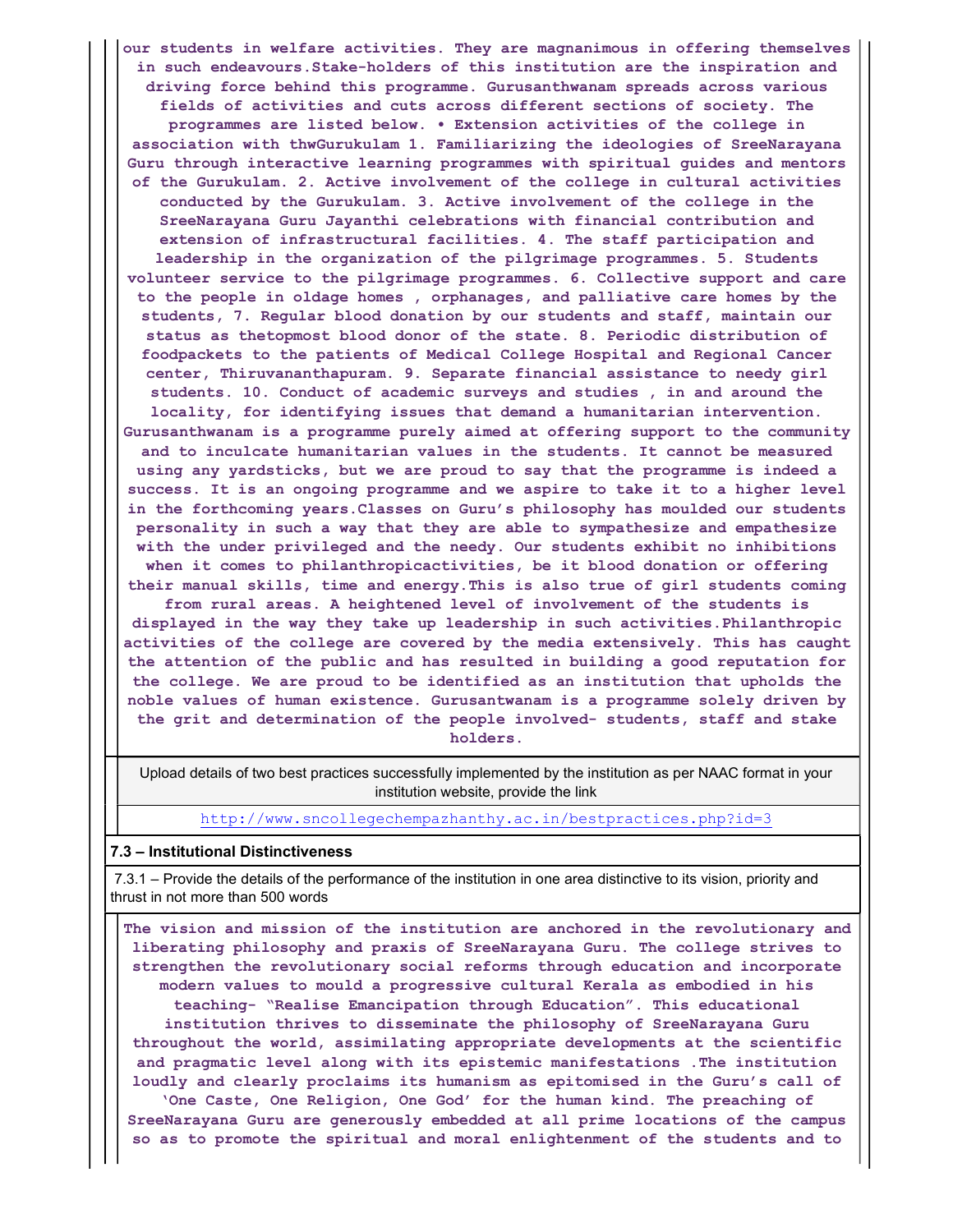**our students in welfare activities. They are magnanimous in offering themselves in such endeavours.Stake-holders of this institution are the inspiration and driving force behind this programme. Gurusanthwanam spreads across various fields of activities and cuts across different sections of society. The programmes are listed below. • Extension activities of the college in association with thwGurukulam 1. Familiarizing the ideologies of SreeNarayana Guru through interactive learning programmes with spiritual guides and mentors of the Gurukulam. 2. Active involvement of the college in cultural activities conducted by the Gurukulam. 3. Active involvement of the college in the SreeNarayana Guru Jayanthi celebrations with financial contribution and extension of infrastructural facilities. 4. The staff participation and leadership in the organization of the pilgrimage programmes. 5. Students volunteer service to the pilgrimage programmes. 6. Collective support and care to the people in oldage homes , orphanages, and palliative care homes by the students, 7. Regular blood donation by our students and staff, maintain our status as thetopmost blood donor of the state. 8. Periodic distribution of foodpackets to the patients of Medical College Hospital and Regional Cancer center, Thiruvananthapuram. 9. Separate financial assistance to needy girl students. 10. Conduct of academic surveys and studies , in and around the locality, for identifying issues that demand a humanitarian intervention. Gurusanthwanam is a programme purely aimed at offering support to the community and to inculcate humanitarian values in the students. It cannot be measured using any yardsticks, but we are proud to say that the programme is indeed a success. It is an ongoing programme and we aspire to take it to a higher level in the forthcoming years.Classes on Guru's philosophy has moulded our students personality in such a way that they are able to sympathesize and empathesize with the under privileged and the needy. Our students exhibit no inhibitions when it comes to philanthropicactivities, be it blood donation or offering their manual skills, time and energy.This is also true of girl students coming from rural areas. A heightened level of involvement of the students is displayed in the way they take up leadership in such activities.Philanthropic activities of the college are covered by the media extensively. This has caught the attention of the public and has resulted in building a good reputation for the college. We are proud to be identified as an institution that upholds the noble values of human existence. Gurusantwanam is a programme solely driven by the grit and determination of the people involved- students, staff and stake holders.**

| Upload details of two best practices successfully implemented by the institution as per NAAC format in your institution website, provide the link |
|---|
| http://www.sncollegechempazhanthy.ac.in/bestpractices.php?id=3 |

**7.3 – Institutional Distinctiveness**

7.3.1 – Provide the details of the performance of the institution in one area distinctive to its vision, priority and thrust in not more than 500 words

**The vision and mission of the institution are anchored in the revolutionary and liberating philosophy and praxis of SreeNarayana Guru. The college strives to strengthen the revolutionary social reforms through education and incorporate modern values to mould a progressive cultural Kerala as embodied in his teaching- "Realise Emancipation through Education". This educational institution thrives to disseminate the philosophy of SreeNarayana Guru throughout the world, assimilating appropriate developments at the scientific and pragmatic level along with its epistemic manifestations .The institution loudly and clearly proclaims its humanism as epitomised in the Guru's call of 'One Caste, One Religion, One God' for the human kind. The preaching of SreeNarayana Guru are generously embedded at all prime locations of the campus so as to promote the spiritual and moral enlightenment of the students and to**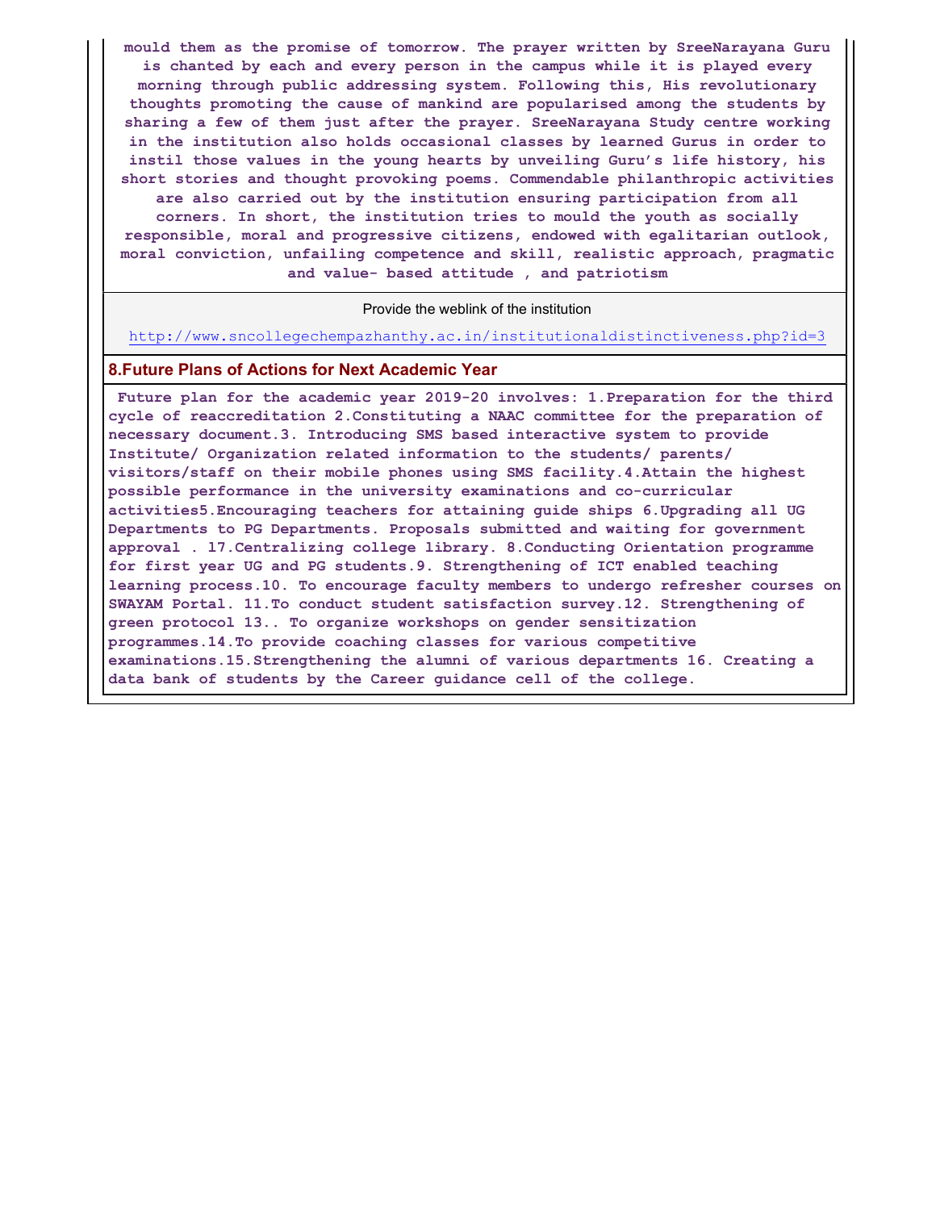**mould them as the promise of tomorrow. The prayer written by SreeNarayana Guru is chanted by each and every person in the campus while it is played every morning through public addressing system. Following this, His revolutionary thoughts promoting the cause of mankind are popularised among the students by sharing a few of them just after the prayer. SreeNarayana Study centre working in the institution also holds occasional classes by learned Gurus in order to instil those values in the young hearts by unveiling Guru's life history, his short stories and thought provoking poems. Commendable philanthropic activities are also carried out by the institution ensuring participation from all corners. In short, the institution tries to mould the youth as socially responsible, moral and progressive citizens, endowed with egalitarian outlook, moral conviction, unfailing competence and skill, realistic approach, pragmatic and value- based attitude , and patriotism**

Provide the weblink of the institution

http://www.sncollegechempazhanthy.ac.in/institutionaldistinctiveness.php?id=3

## 8.Future Plans of Actions for Next Academic Year

**Future plan for the academic year 2019-20 involves: 1.Preparation for the third cycle of reaccreditation 2.Constituting a NAAC committee for the preparation of necessary document.3. Introducing SMS based interactive system to provide Institute/ Organization related information to the students/ parents/ visitors/staff on their mobile phones using SMS facility.4.Attain the highest possible performance in the university examinations and co-curricular activities5.Encouraging teachers for attaining guide ships 6.Upgrading all UG Departments to PG Departments. Proposals submitted and waiting for government approval . l7.Centralizing college library. 8.Conducting Orientation programme for first year UG and PG students.9. Strengthening of ICT enabled teaching learning process.10. To encourage faculty members to undergo refresher courses on SWAYAM Portal. 11.To conduct student satisfaction survey.12. Strengthening of green protocol 13.. To organize workshops on gender sensitization programmes.14.To provide coaching classes for various competitive examinations.15.Strengthening the alumni of various departments 16. Creating a data bank of students by the Career guidance cell of the college.**